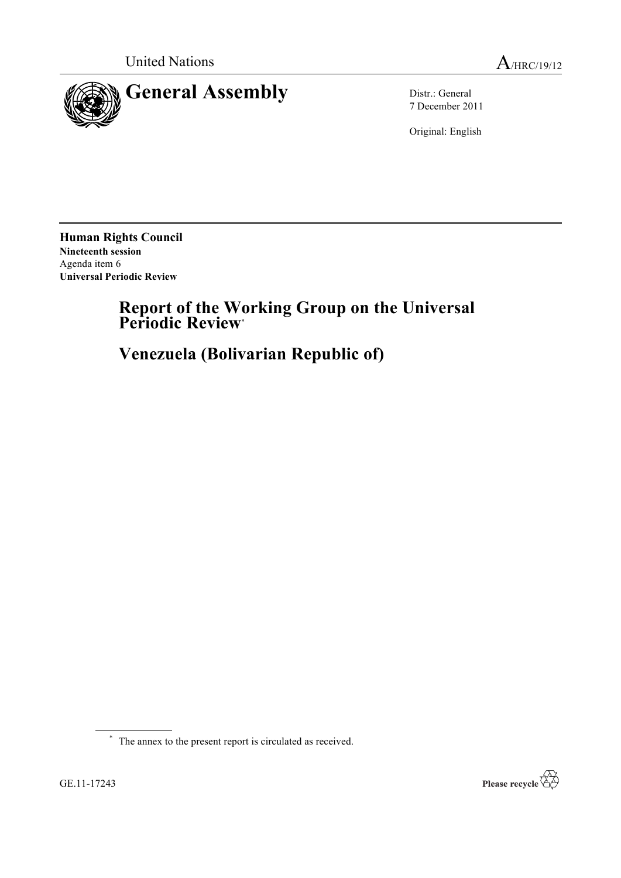United Nations

A/HRC/19/12

# General Assembly

Distr.: General
7 December 2011

Original: English

**Human Rights Council**
**Nineteenth session**
Agenda item 6
**Universal Periodic Review**

## Report of the Working Group on the Universal Periodic Review*

## Venezuela (Bolivarian Republic of)

\* The annex to the present report is circulated as received.

GE.11-17243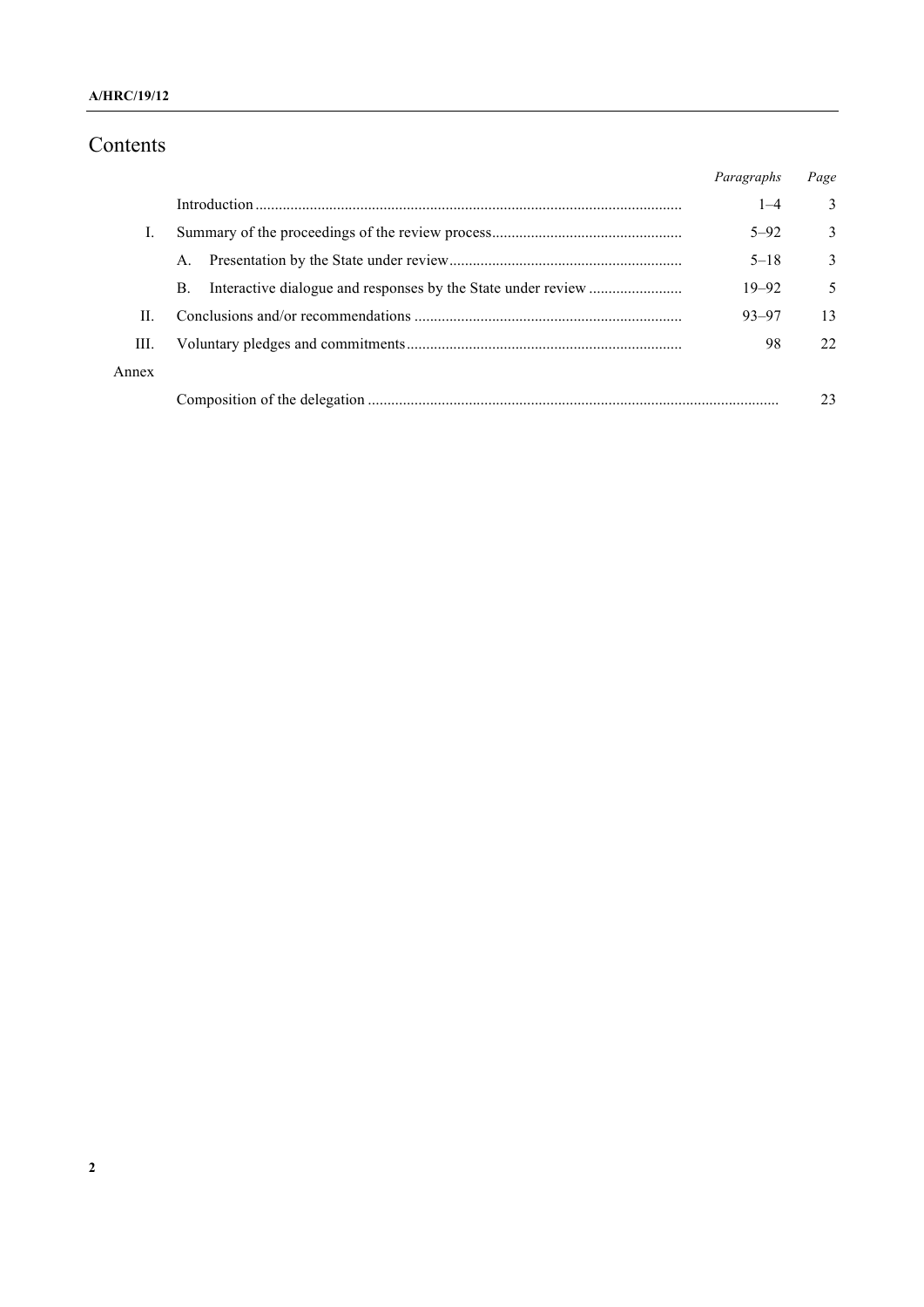# Contents

| | | *Paragraphs* | *Page* |
|---|---|---|---|
| | Introduction | 1–4 | 3 |
| I. | Summary of the proceedings of the review process | 5–92 | 3 |
| | A. Presentation by the State under review | 5–18 | 3 |
| | B. Interactive dialogue and responses by the State under review | 19–92 | 5 |
| II. | Conclusions and/or recommendations | 93–97 | 13 |
| III. | Voluntary pledges and commitments | 98 | 22 |
| Annex | | | |
| | Composition of the delegation | | 23 |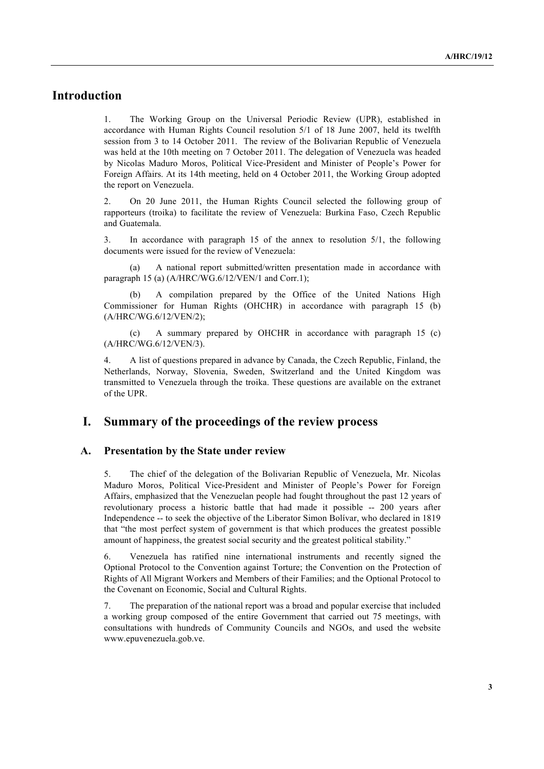## Introduction

1. The Working Group on the Universal Periodic Review (UPR), established in accordance with Human Rights Council resolution 5/1 of 18 June 2007, held its twelfth session from 3 to 14 October 2011. The review of the Bolivarian Republic of Venezuela was held at the 10th meeting on 7 October 2011. The delegation of Venezuela was headed by Nicolas Maduro Moros, Political Vice-President and Minister of People's Power for Foreign Affairs. At its 14th meeting, held on 4 October 2011, the Working Group adopted the report on Venezuela.

2. On 20 June 2011, the Human Rights Council selected the following group of rapporteurs (troika) to facilitate the review of Venezuela: Burkina Faso, Czech Republic and Guatemala.

3. In accordance with paragraph 15 of the annex to resolution 5/1, the following documents were issued for the review of Venezuela:

(a) A national report submitted/written presentation made in accordance with paragraph 15 (a) (A/HRC/WG.6/12/VEN/1 and Corr.1);

(b) A compilation prepared by the Office of the United Nations High Commissioner for Human Rights (OHCHR) in accordance with paragraph 15 (b) (A/HRC/WG.6/12/VEN/2);

(c) A summary prepared by OHCHR in accordance with paragraph 15 (c) (A/HRC/WG.6/12/VEN/3).

4. A list of questions prepared in advance by Canada, the Czech Republic, Finland, the Netherlands, Norway, Slovenia, Sweden, Switzerland and the United Kingdom was transmitted to Venezuela through the troika. These questions are available on the extranet of the UPR.

## I. Summary of the proceedings of the review process

### A. Presentation by the State under review

5. The chief of the delegation of the Bolivarian Republic of Venezuela, Mr. Nicolas Maduro Moros, Political Vice-President and Minister of People's Power for Foreign Affairs, emphasized that the Venezuelan people had fought throughout the past 12 years of revolutionary process a historic battle that had made it possible -- 200 years after Independence -- to seek the objective of the Liberator Simon Bolívar, who declared in 1819 that "the most perfect system of government is that which produces the greatest possible amount of happiness, the greatest social security and the greatest political stability."

6. Venezuela has ratified nine international instruments and recently signed the Optional Protocol to the Convention against Torture; the Convention on the Protection of Rights of All Migrant Workers and Members of their Families; and the Optional Protocol to the Covenant on Economic, Social and Cultural Rights.

7. The preparation of the national report was a broad and popular exercise that included a working group composed of the entire Government that carried out 75 meetings, with consultations with hundreds of Community Councils and NGOs, and used the website www.epuvenezuela.gob.ve.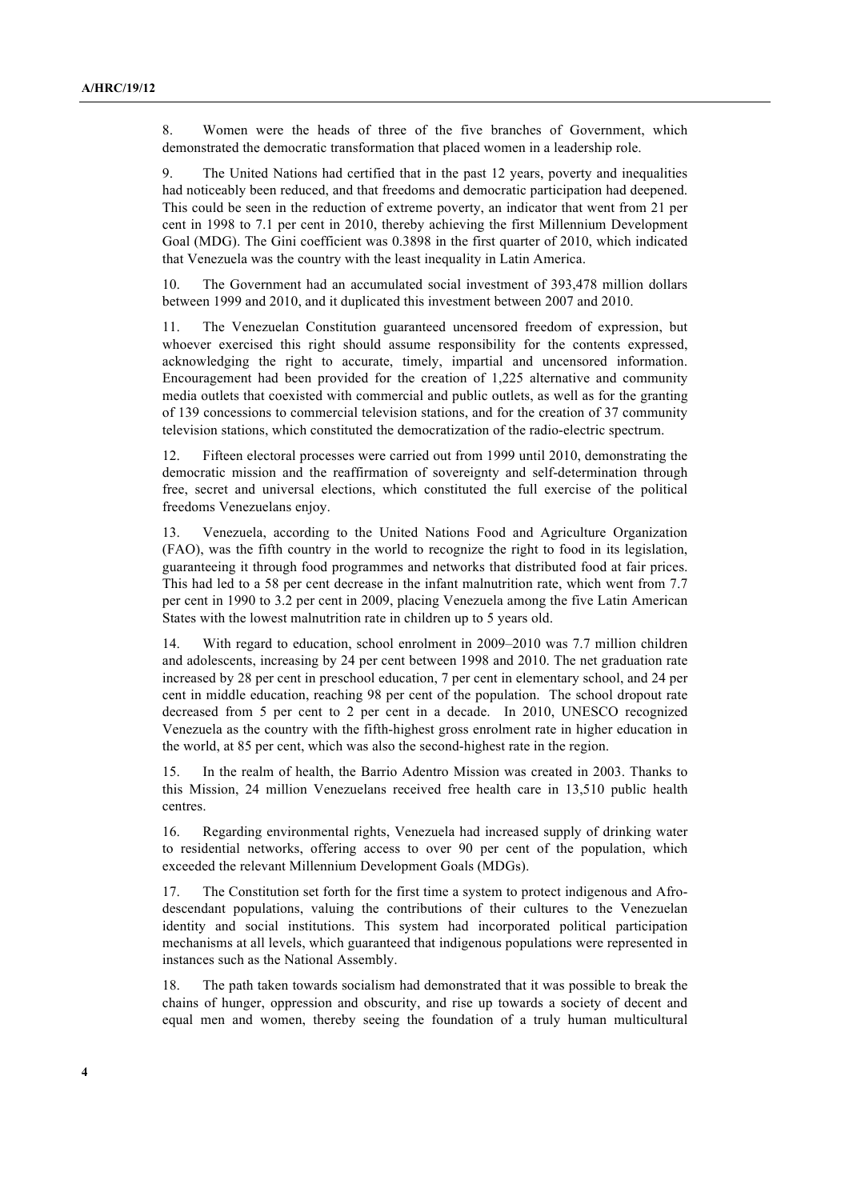8. Women were the heads of three of the five branches of Government, which demonstrated the democratic transformation that placed women in a leadership role.

9. The United Nations had certified that in the past 12 years, poverty and inequalities had noticeably been reduced, and that freedoms and democratic participation had deepened. This could be seen in the reduction of extreme poverty, an indicator that went from 21 per cent in 1998 to 7.1 per cent in 2010, thereby achieving the first Millennium Development Goal (MDG). The Gini coefficient was 0.3898 in the first quarter of 2010, which indicated that Venezuela was the country with the least inequality in Latin America.

10. The Government had an accumulated social investment of 393,478 million dollars between 1999 and 2010, and it duplicated this investment between 2007 and 2010.

11. The Venezuelan Constitution guaranteed uncensored freedom of expression, but whoever exercised this right should assume responsibility for the contents expressed, acknowledging the right to accurate, timely, impartial and uncensored information. Encouragement had been provided for the creation of 1,225 alternative and community media outlets that coexisted with commercial and public outlets, as well as for the granting of 139 concessions to commercial television stations, and for the creation of 37 community television stations, which constituted the democratization of the radio-electric spectrum.

12. Fifteen electoral processes were carried out from 1999 until 2010, demonstrating the democratic mission and the reaffirmation of sovereignty and self-determination through free, secret and universal elections, which constituted the full exercise of the political freedoms Venezuelans enjoy.

13. Venezuela, according to the United Nations Food and Agriculture Organization (FAO), was the fifth country in the world to recognize the right to food in its legislation, guaranteeing it through food programmes and networks that distributed food at fair prices. This had led to a 58 per cent decrease in the infant malnutrition rate, which went from 7.7 per cent in 1990 to 3.2 per cent in 2009, placing Venezuela among the five Latin American States with the lowest malnutrition rate in children up to 5 years old.

14. With regard to education, school enrolment in 2009–2010 was 7.7 million children and adolescents, increasing by 24 per cent between 1998 and 2010. The net graduation rate increased by 28 per cent in preschool education, 7 per cent in elementary school, and 24 per cent in middle education, reaching 98 per cent of the population. The school dropout rate decreased from 5 per cent to 2 per cent in a decade. In 2010, UNESCO recognized Venezuela as the country with the fifth-highest gross enrolment rate in higher education in the world, at 85 per cent, which was also the second-highest rate in the region.

15. In the realm of health, the Barrio Adentro Mission was created in 2003. Thanks to this Mission, 24 million Venezuelans received free health care in 13,510 public health centres.

16. Regarding environmental rights, Venezuela had increased supply of drinking water to residential networks, offering access to over 90 per cent of the population, which exceeded the relevant Millennium Development Goals (MDGs).

17. The Constitution set forth for the first time a system to protect indigenous and Afro-descendant populations, valuing the contributions of their cultures to the Venezuelan identity and social institutions. This system had incorporated political participation mechanisms at all levels, which guaranteed that indigenous populations were represented in instances such as the National Assembly.

18. The path taken towards socialism had demonstrated that it was possible to break the chains of hunger, oppression and obscurity, and rise up towards a society of decent and equal men and women, thereby seeing the foundation of a truly human multicultural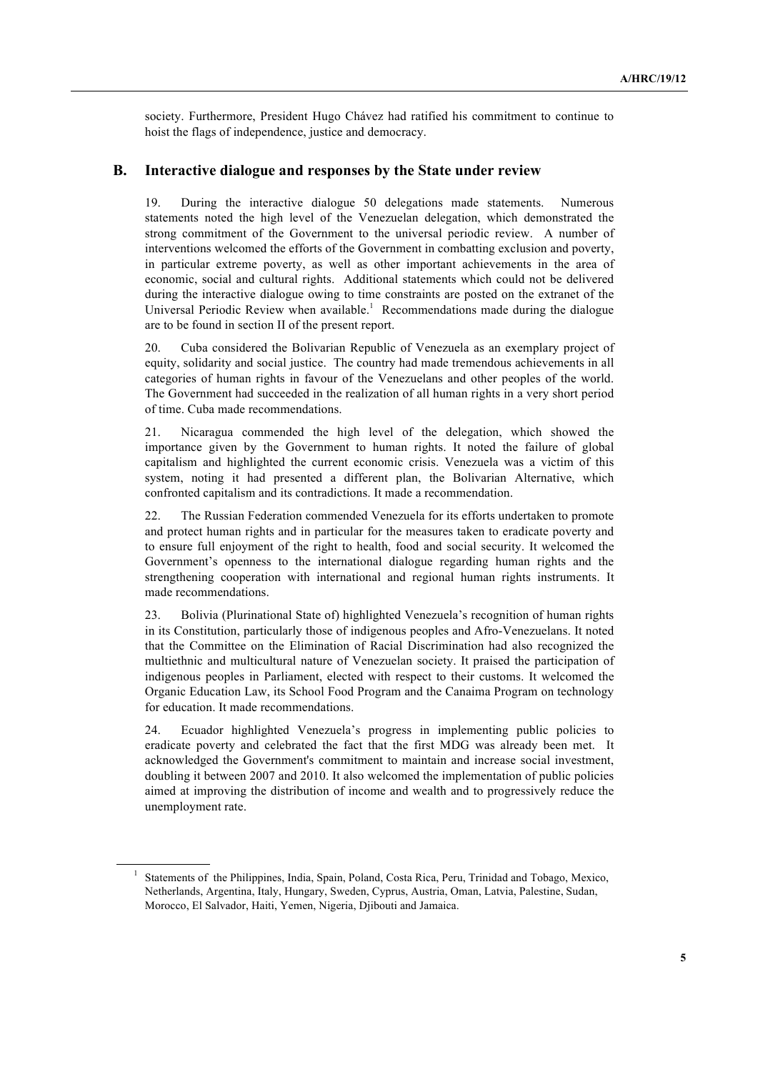society. Furthermore, President Hugo Chávez had ratified his commitment to continue to hoist the flags of independence, justice and democracy.

## B. Interactive dialogue and responses by the State under review

19. During the interactive dialogue 50 delegations made statements. Numerous statements noted the high level of the Venezuelan delegation, which demonstrated the strong commitment of the Government to the universal periodic review. A number of interventions welcomed the efforts of the Government in combatting exclusion and poverty, in particular extreme poverty, as well as other important achievements in the area of economic, social and cultural rights. Additional statements which could not be delivered during the interactive dialogue owing to time constraints are posted on the extranet of the Universal Periodic Review when available.[1] Recommendations made during the dialogue are to be found in section II of the present report.

20. Cuba considered the Bolivarian Republic of Venezuela as an exemplary project of equity, solidarity and social justice. The country had made tremendous achievements in all categories of human rights in favour of the Venezuelans and other peoples of the world. The Government had succeeded in the realization of all human rights in a very short period of time. Cuba made recommendations.

21. Nicaragua commended the high level of the delegation, which showed the importance given by the Government to human rights. It noted the failure of global capitalism and highlighted the current economic crisis. Venezuela was a victim of this system, noting it had presented a different plan, the Bolivarian Alternative, which confronted capitalism and its contradictions. It made a recommendation.

22. The Russian Federation commended Venezuela for its efforts undertaken to promote and protect human rights and in particular for the measures taken to eradicate poverty and to ensure full enjoyment of the right to health, food and social security. It welcomed the Government's openness to the international dialogue regarding human rights and the strengthening cooperation with international and regional human rights instruments. It made recommendations.

23. Bolivia (Plurinational State of) highlighted Venezuela's recognition of human rights in its Constitution, particularly those of indigenous peoples and Afro-Venezuelans. It noted that the Committee on the Elimination of Racial Discrimination had also recognized the multiethnic and multicultural nature of Venezuelan society. It praised the participation of indigenous peoples in Parliament, elected with respect to their customs. It welcomed the Organic Education Law, its School Food Program and the Canaima Program on technology for education. It made recommendations.

24. Ecuador highlighted Venezuela's progress in implementing public policies to eradicate poverty and celebrated the fact that the first MDG was already been met. It acknowledged the Government's commitment to maintain and increase social investment, doubling it between 2007 and 2010. It also welcomed the implementation of public policies aimed at improving the distribution of income and wealth and to progressively reduce the unemployment rate.

---

[1] Statements of the Philippines, India, Spain, Poland, Costa Rica, Peru, Trinidad and Tobago, Mexico, Netherlands, Argentina, Italy, Hungary, Sweden, Cyprus, Austria, Oman, Latvia, Palestine, Sudan, Morocco, El Salvador, Haiti, Yemen, Nigeria, Djibouti and Jamaica.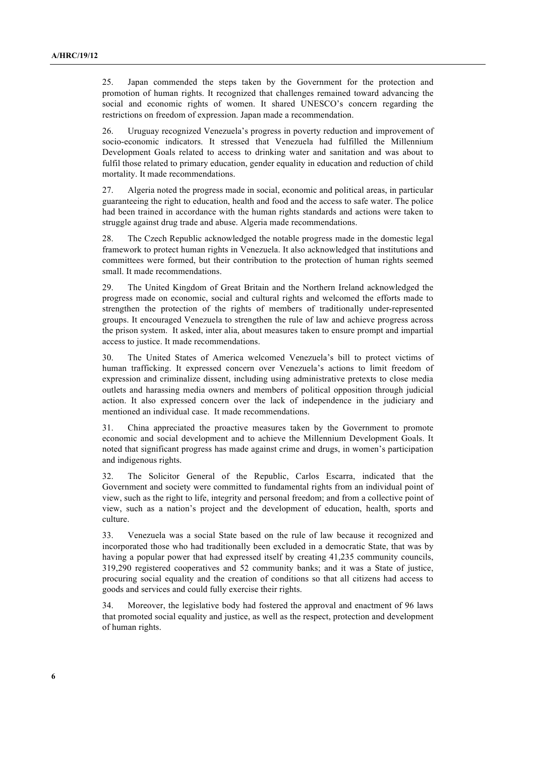25. Japan commended the steps taken by the Government for the protection and promotion of human rights. It recognized that challenges remained toward advancing the social and economic rights of women. It shared UNESCO's concern regarding the restrictions on freedom of expression. Japan made a recommendation.

26. Uruguay recognized Venezuela's progress in poverty reduction and improvement of socio-economic indicators. It stressed that Venezuela had fulfilled the Millennium Development Goals related to access to drinking water and sanitation and was about to fulfil those related to primary education, gender equality in education and reduction of child mortality. It made recommendations.

27. Algeria noted the progress made in social, economic and political areas, in particular guaranteeing the right to education, health and food and the access to safe water. The police had been trained in accordance with the human rights standards and actions were taken to struggle against drug trade and abuse. Algeria made recommendations.

28. The Czech Republic acknowledged the notable progress made in the domestic legal framework to protect human rights in Venezuela. It also acknowledged that institutions and committees were formed, but their contribution to the protection of human rights seemed small. It made recommendations.

29. The United Kingdom of Great Britain and the Northern Ireland acknowledged the progress made on economic, social and cultural rights and welcomed the efforts made to strengthen the protection of the rights of members of traditionally under-represented groups. It encouraged Venezuela to strengthen the rule of law and achieve progress across the prison system. It asked, inter alia, about measures taken to ensure prompt and impartial access to justice. It made recommendations.

30. The United States of America welcomed Venezuela's bill to protect victims of human trafficking. It expressed concern over Venezuela's actions to limit freedom of expression and criminalize dissent, including using administrative pretexts to close media outlets and harassing media owners and members of political opposition through judicial action. It also expressed concern over the lack of independence in the judiciary and mentioned an individual case. It made recommendations.

31. China appreciated the proactive measures taken by the Government to promote economic and social development and to achieve the Millennium Development Goals. It noted that significant progress has made against crime and drugs, in women's participation and indigenous rights.

32. The Solicitor General of the Republic, Carlos Escarra, indicated that the Government and society were committed to fundamental rights from an individual point of view, such as the right to life, integrity and personal freedom; and from a collective point of view, such as a nation's project and the development of education, health, sports and culture.

33. Venezuela was a social State based on the rule of law because it recognized and incorporated those who had traditionally been excluded in a democratic State, that was by having a popular power that had expressed itself by creating 41,235 community councils, 319,290 registered cooperatives and 52 community banks; and it was a State of justice, procuring social equality and the creation of conditions so that all citizens had access to goods and services and could fully exercise their rights.

34. Moreover, the legislative body had fostered the approval and enactment of 96 laws that promoted social equality and justice, as well as the respect, protection and development of human rights.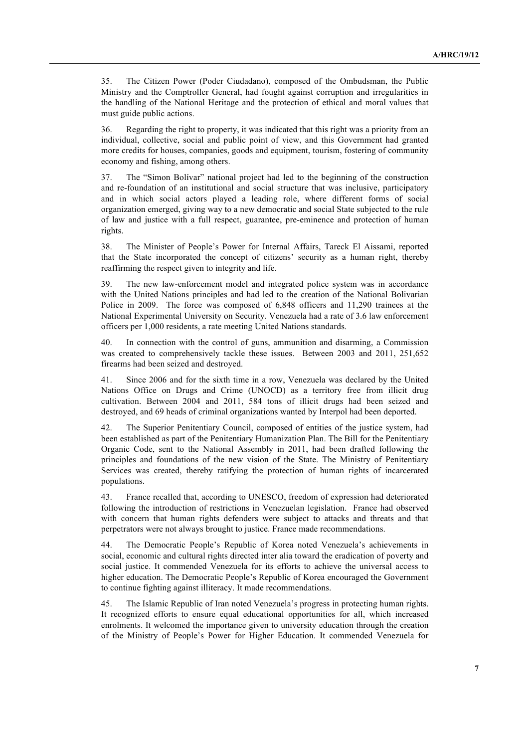35. The Citizen Power (Poder Ciudadano), composed of the Ombudsman, the Public Ministry and the Comptroller General, had fought against corruption and irregularities in the handling of the National Heritage and the protection of ethical and moral values that must guide public actions.

36. Regarding the right to property, it was indicated that this right was a priority from an individual, collective, social and public point of view, and this Government had granted more credits for houses, companies, goods and equipment, tourism, fostering of community economy and fishing, among others.

37. The "Simon Bolívar" national project had led to the beginning of the construction and re-foundation of an institutional and social structure that was inclusive, participatory and in which social actors played a leading role, where different forms of social organization emerged, giving way to a new democratic and social State subjected to the rule of law and justice with a full respect, guarantee, pre-eminence and protection of human rights.

38. The Minister of People's Power for Internal Affairs, Tareck El Aissami, reported that the State incorporated the concept of citizens' security as a human right, thereby reaffirming the respect given to integrity and life.

39. The new law-enforcement model and integrated police system was in accordance with the United Nations principles and had led to the creation of the National Bolivarian Police in 2009. The force was composed of 6,848 officers and 11,290 trainees at the National Experimental University on Security. Venezuela had a rate of 3.6 law enforcement officers per 1,000 residents, a rate meeting United Nations standards.

40. In connection with the control of guns, ammunition and disarming, a Commission was created to comprehensively tackle these issues. Between 2003 and 2011, 251,652 firearms had been seized and destroyed.

41. Since 2006 and for the sixth time in a row, Venezuela was declared by the United Nations Office on Drugs and Crime (UNOCD) as a territory free from illicit drug cultivation. Between 2004 and 2011, 584 tons of illicit drugs had been seized and destroyed, and 69 heads of criminal organizations wanted by Interpol had been deported.

42. The Superior Penitentiary Council, composed of entities of the justice system, had been established as part of the Penitentiary Humanization Plan. The Bill for the Penitentiary Organic Code, sent to the National Assembly in 2011, had been drafted following the principles and foundations of the new vision of the State. The Ministry of Penitentiary Services was created, thereby ratifying the protection of human rights of incarcerated populations.

43. France recalled that, according to UNESCO, freedom of expression had deteriorated following the introduction of restrictions in Venezuelan legislation. France had observed with concern that human rights defenders were subject to attacks and threats and that perpetrators were not always brought to justice. France made recommendations.

44. The Democratic People's Republic of Korea noted Venezuela's achievements in social, economic and cultural rights directed inter alia toward the eradication of poverty and social justice. It commended Venezuela for its efforts to achieve the universal access to higher education. The Democratic People's Republic of Korea encouraged the Government to continue fighting against illiteracy. It made recommendations.

45. The Islamic Republic of Iran noted Venezuela's progress in protecting human rights. It recognized efforts to ensure equal educational opportunities for all, which increased enrolments. It welcomed the importance given to university education through the creation of the Ministry of People's Power for Higher Education. It commended Venezuela for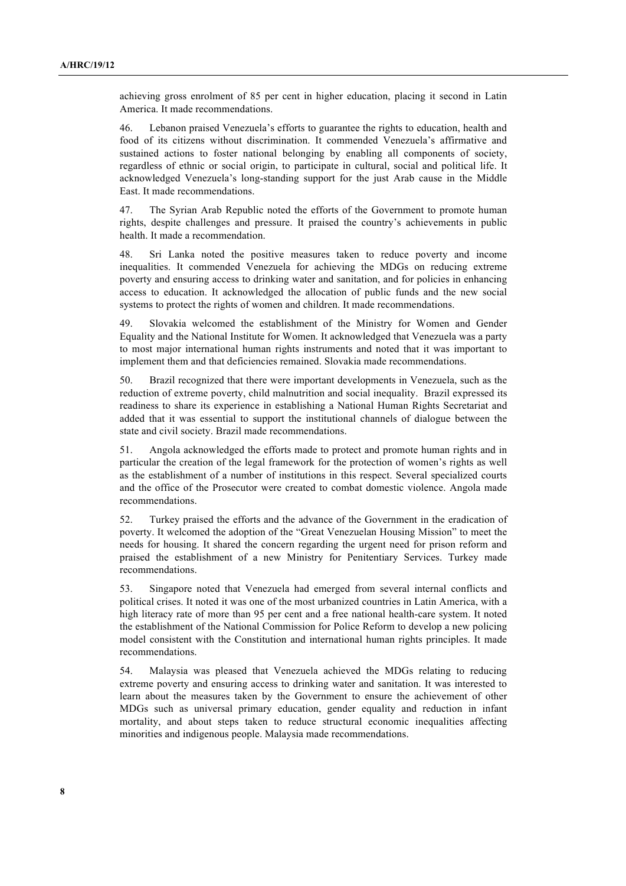achieving gross enrolment of 85 per cent in higher education, placing it second in Latin America. It made recommendations.

46. Lebanon praised Venezuela's efforts to guarantee the rights to education, health and food of its citizens without discrimination. It commended Venezuela's affirmative and sustained actions to foster national belonging by enabling all components of society, regardless of ethnic or social origin, to participate in cultural, social and political life. It acknowledged Venezuela's long-standing support for the just Arab cause in the Middle East. It made recommendations.

47. The Syrian Arab Republic noted the efforts of the Government to promote human rights, despite challenges and pressure. It praised the country's achievements in public health. It made a recommendation.

48. Sri Lanka noted the positive measures taken to reduce poverty and income inequalities. It commended Venezuela for achieving the MDGs on reducing extreme poverty and ensuring access to drinking water and sanitation, and for policies in enhancing access to education. It acknowledged the allocation of public funds and the new social systems to protect the rights of women and children. It made recommendations.

49. Slovakia welcomed the establishment of the Ministry for Women and Gender Equality and the National Institute for Women. It acknowledged that Venezuela was a party to most major international human rights instruments and noted that it was important to implement them and that deficiencies remained. Slovakia made recommendations.

50. Brazil recognized that there were important developments in Venezuela, such as the reduction of extreme poverty, child malnutrition and social inequality. Brazil expressed its readiness to share its experience in establishing a National Human Rights Secretariat and added that it was essential to support the institutional channels of dialogue between the state and civil society. Brazil made recommendations.

51. Angola acknowledged the efforts made to protect and promote human rights and in particular the creation of the legal framework for the protection of women's rights as well as the establishment of a number of institutions in this respect. Several specialized courts and the office of the Prosecutor were created to combat domestic violence. Angola made recommendations.

52. Turkey praised the efforts and the advance of the Government in the eradication of poverty. It welcomed the adoption of the "Great Venezuelan Housing Mission" to meet the needs for housing. It shared the concern regarding the urgent need for prison reform and praised the establishment of a new Ministry for Penitentiary Services. Turkey made recommendations.

53. Singapore noted that Venezuela had emerged from several internal conflicts and political crises. It noted it was one of the most urbanized countries in Latin America, with a high literacy rate of more than 95 per cent and a free national health-care system. It noted the establishment of the National Commission for Police Reform to develop a new policing model consistent with the Constitution and international human rights principles. It made recommendations.

54. Malaysia was pleased that Venezuela achieved the MDGs relating to reducing extreme poverty and ensuring access to drinking water and sanitation. It was interested to learn about the measures taken by the Government to ensure the achievement of other MDGs such as universal primary education, gender equality and reduction in infant mortality, and about steps taken to reduce structural economic inequalities affecting minorities and indigenous people. Malaysia made recommendations.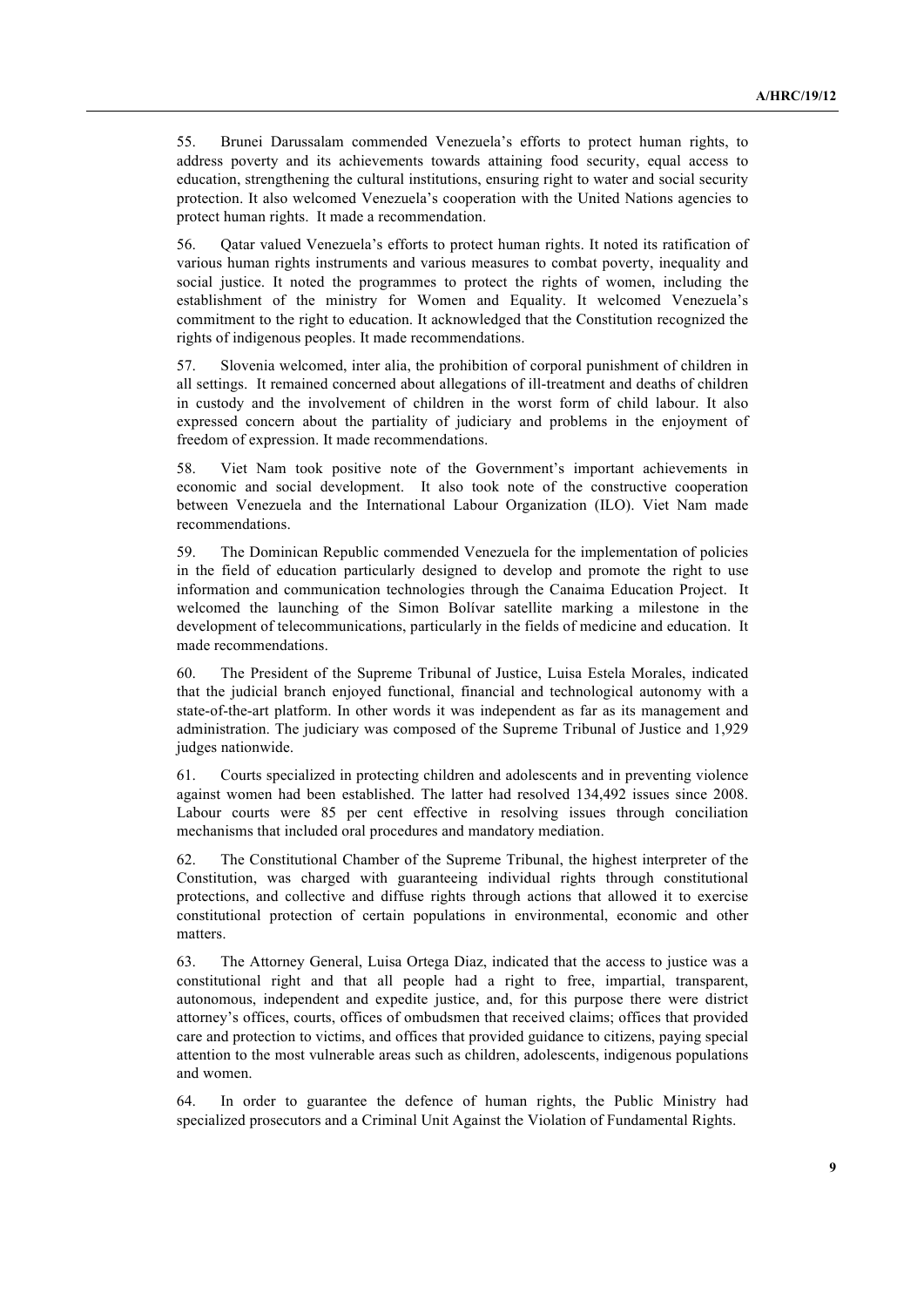55. Brunei Darussalam commended Venezuela's efforts to protect human rights, to address poverty and its achievements towards attaining food security, equal access to education, strengthening the cultural institutions, ensuring right to water and social security protection. It also welcomed Venezuela's cooperation with the United Nations agencies to protect human rights. It made a recommendation.

56. Qatar valued Venezuela's efforts to protect human rights. It noted its ratification of various human rights instruments and various measures to combat poverty, inequality and social justice. It noted the programmes to protect the rights of women, including the establishment of the ministry for Women and Equality. It welcomed Venezuela's commitment to the right to education. It acknowledged that the Constitution recognized the rights of indigenous peoples. It made recommendations.

57. Slovenia welcomed, inter alia, the prohibition of corporal punishment of children in all settings. It remained concerned about allegations of ill-treatment and deaths of children in custody and the involvement of children in the worst form of child labour. It also expressed concern about the partiality of judiciary and problems in the enjoyment of freedom of expression. It made recommendations.

58. Viet Nam took positive note of the Government's important achievements in economic and social development. It also took note of the constructive cooperation between Venezuela and the International Labour Organization (ILO). Viet Nam made recommendations.

59. The Dominican Republic commended Venezuela for the implementation of policies in the field of education particularly designed to develop and promote the right to use information and communication technologies through the Canaima Education Project. It welcomed the launching of the Simon Bolívar satellite marking a milestone in the development of telecommunications, particularly in the fields of medicine and education. It made recommendations.

60. The President of the Supreme Tribunal of Justice, Luisa Estela Morales, indicated that the judicial branch enjoyed functional, financial and technological autonomy with a state-of-the-art platform. In other words it was independent as far as its management and administration. The judiciary was composed of the Supreme Tribunal of Justice and 1,929 judges nationwide.

61. Courts specialized in protecting children and adolescents and in preventing violence against women had been established. The latter had resolved 134,492 issues since 2008. Labour courts were 85 per cent effective in resolving issues through conciliation mechanisms that included oral procedures and mandatory mediation.

62. The Constitutional Chamber of the Supreme Tribunal, the highest interpreter of the Constitution, was charged with guaranteeing individual rights through constitutional protections, and collective and diffuse rights through actions that allowed it to exercise constitutional protection of certain populations in environmental, economic and other matters.

63. The Attorney General, Luisa Ortega Diaz, indicated that the access to justice was a constitutional right and that all people had a right to free, impartial, transparent, autonomous, independent and expedite justice, and, for this purpose there were district attorney's offices, courts, offices of ombudsmen that received claims; offices that provided care and protection to victims, and offices that provided guidance to citizens, paying special attention to the most vulnerable areas such as children, adolescents, indigenous populations and women.

64. In order to guarantee the defence of human rights, the Public Ministry had specialized prosecutors and a Criminal Unit Against the Violation of Fundamental Rights.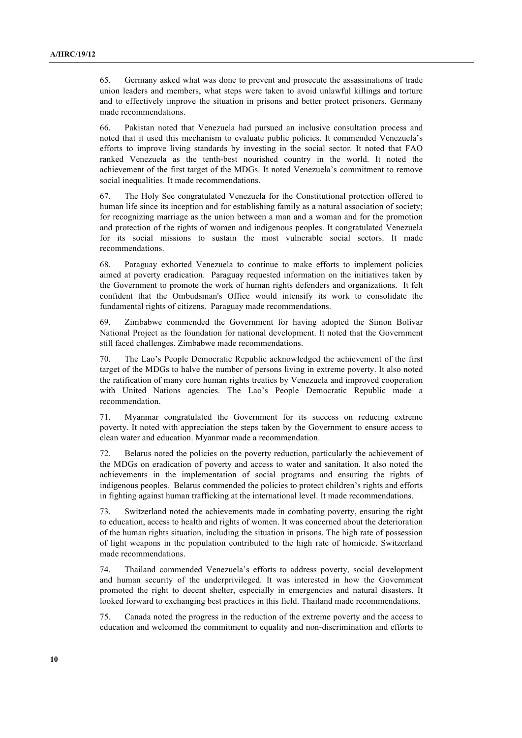65. Germany asked what was done to prevent and prosecute the assassinations of trade union leaders and members, what steps were taken to avoid unlawful killings and torture and to effectively improve the situation in prisons and better protect prisoners. Germany made recommendations.

66. Pakistan noted that Venezuela had pursued an inclusive consultation process and noted that it used this mechanism to evaluate public policies. It commended Venezuela's efforts to improve living standards by investing in the social sector. It noted that FAO ranked Venezuela as the tenth-best nourished country in the world. It noted the achievement of the first target of the MDGs. It noted Venezuela's commitment to remove social inequalities. It made recommendations.

67. The Holy See congratulated Venezuela for the Constitutional protection offered to human life since its inception and for establishing family as a natural association of society; for recognizing marriage as the union between a man and a woman and for the promotion and protection of the rights of women and indigenous peoples. It congratulated Venezuela for its social missions to sustain the most vulnerable social sectors. It made recommendations.

68. Paraguay exhorted Venezuela to continue to make efforts to implement policies aimed at poverty eradication. Paraguay requested information on the initiatives taken by the Government to promote the work of human rights defenders and organizations. It felt confident that the Ombudsman's Office would intensify its work to consolidate the fundamental rights of citizens. Paraguay made recommendations.

69. Zimbabwe commended the Government for having adopted the Simon Bolívar National Project as the foundation for national development. It noted that the Government still faced challenges. Zimbabwe made recommendations.

70. The Lao's People Democratic Republic acknowledged the achievement of the first target of the MDGs to halve the number of persons living in extreme poverty. It also noted the ratification of many core human rights treaties by Venezuela and improved cooperation with United Nations agencies. The Lao's People Democratic Republic made a recommendation.

71. Myanmar congratulated the Government for its success on reducing extreme poverty. It noted with appreciation the steps taken by the Government to ensure access to clean water and education. Myanmar made a recommendation.

72. Belarus noted the policies on the poverty reduction, particularly the achievement of the MDGs on eradication of poverty and access to water and sanitation. It also noted the achievements in the implementation of social programs and ensuring the rights of indigenous peoples. Belarus commended the policies to protect children's rights and efforts in fighting against human trafficking at the international level. It made recommendations.

73. Switzerland noted the achievements made in combating poverty, ensuring the right to education, access to health and rights of women. It was concerned about the deterioration of the human rights situation, including the situation in prisons. The high rate of possession of light weapons in the population contributed to the high rate of homicide. Switzerland made recommendations.

74. Thailand commended Venezuela's efforts to address poverty, social development and human security of the underprivileged. It was interested in how the Government promoted the right to decent shelter, especially in emergencies and natural disasters. It looked forward to exchanging best practices in this field. Thailand made recommendations.

75. Canada noted the progress in the reduction of the extreme poverty and the access to education and welcomed the commitment to equality and non-discrimination and efforts to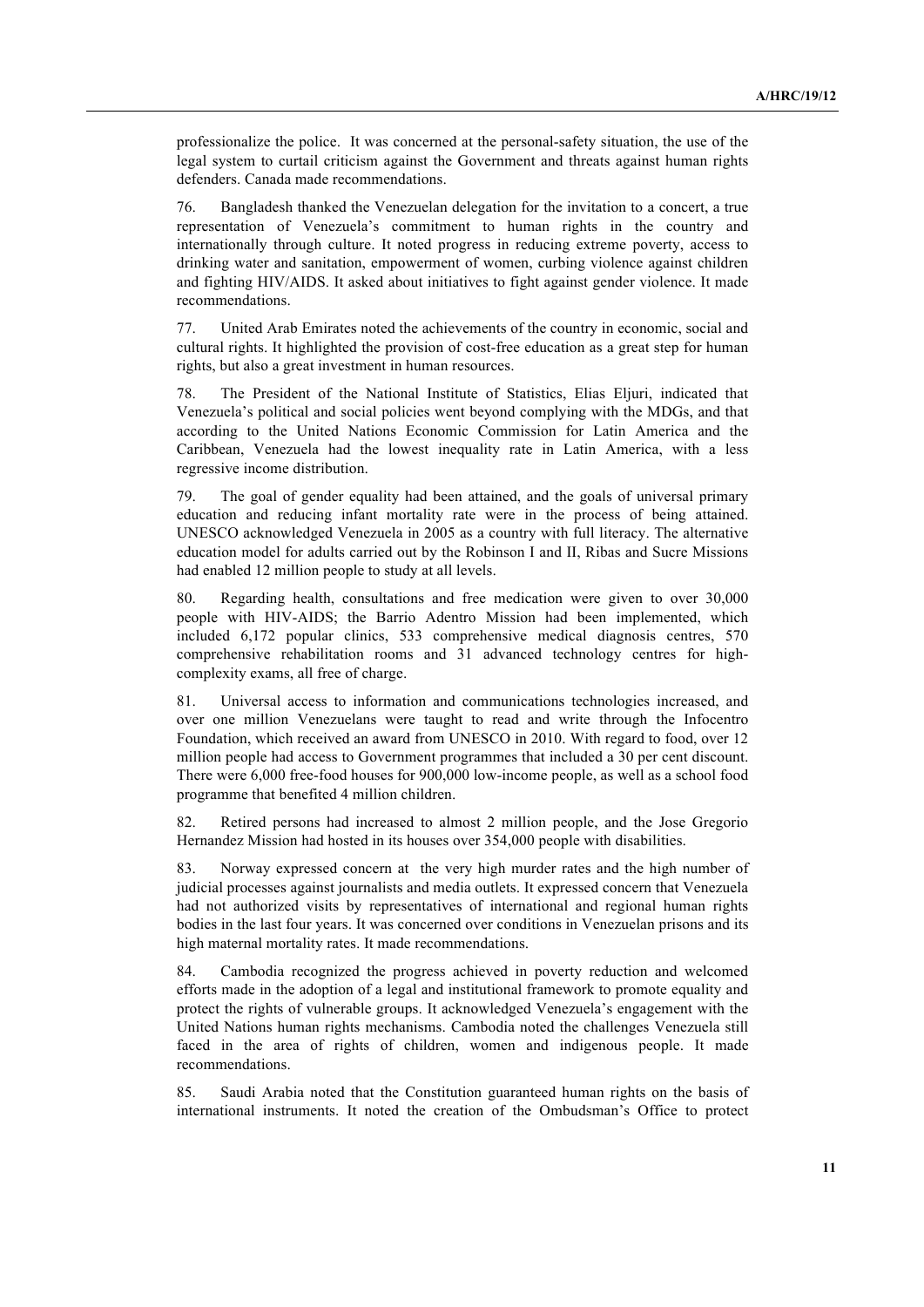professionalize the police. It was concerned at the personal-safety situation, the use of the legal system to curtail criticism against the Government and threats against human rights defenders. Canada made recommendations.

76. Bangladesh thanked the Venezuelan delegation for the invitation to a concert, a true representation of Venezuela's commitment to human rights in the country and internationally through culture. It noted progress in reducing extreme poverty, access to drinking water and sanitation, empowerment of women, curbing violence against children and fighting HIV/AIDS. It asked about initiatives to fight against gender violence. It made recommendations.

77. United Arab Emirates noted the achievements of the country in economic, social and cultural rights. It highlighted the provision of cost-free education as a great step for human rights, but also a great investment in human resources.

78. The President of the National Institute of Statistics, Elias Eljuri, indicated that Venezuela's political and social policies went beyond complying with the MDGs, and that according to the United Nations Economic Commission for Latin America and the Caribbean, Venezuela had the lowest inequality rate in Latin America, with a less regressive income distribution.

79. The goal of gender equality had been attained, and the goals of universal primary education and reducing infant mortality rate were in the process of being attained. UNESCO acknowledged Venezuela in 2005 as a country with full literacy. The alternative education model for adults carried out by the Robinson I and II, Ribas and Sucre Missions had enabled 12 million people to study at all levels.

80. Regarding health, consultations and free medication were given to over 30,000 people with HIV-AIDS; the Barrio Adentro Mission had been implemented, which included 6,172 popular clinics, 533 comprehensive medical diagnosis centres, 570 comprehensive rehabilitation rooms and 31 advanced technology centres for high-complexity exams, all free of charge.

81. Universal access to information and communications technologies increased, and over one million Venezuelans were taught to read and write through the Infocentro Foundation, which received an award from UNESCO in 2010. With regard to food, over 12 million people had access to Government programmes that included a 30 per cent discount. There were 6,000 free-food houses for 900,000 low-income people, as well as a school food programme that benefited 4 million children.

82. Retired persons had increased to almost 2 million people, and the Jose Gregorio Hernandez Mission had hosted in its houses over 354,000 people with disabilities.

83. Norway expressed concern at the very high murder rates and the high number of judicial processes against journalists and media outlets. It expressed concern that Venezuela had not authorized visits by representatives of international and regional human rights bodies in the last four years. It was concerned over conditions in Venezuelan prisons and its high maternal mortality rates. It made recommendations.

84. Cambodia recognized the progress achieved in poverty reduction and welcomed efforts made in the adoption of a legal and institutional framework to promote equality and protect the rights of vulnerable groups. It acknowledged Venezuela's engagement with the United Nations human rights mechanisms. Cambodia noted the challenges Venezuela still faced in the area of rights of children, women and indigenous people. It made recommendations.

85. Saudi Arabia noted that the Constitution guaranteed human rights on the basis of international instruments. It noted the creation of the Ombudsman's Office to protect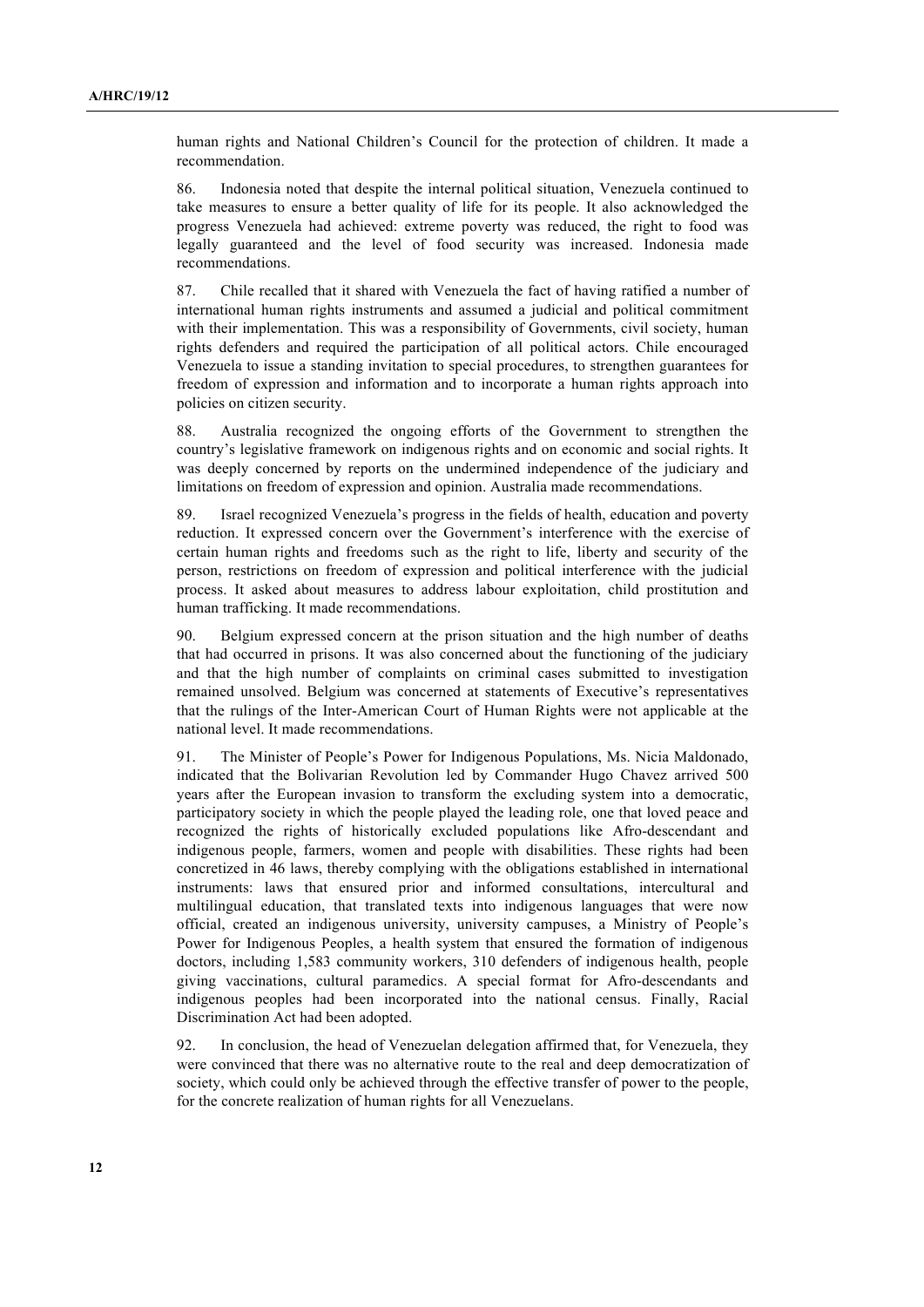human rights and National Children's Council for the protection of children. It made a recommendation.

86. Indonesia noted that despite the internal political situation, Venezuela continued to take measures to ensure a better quality of life for its people. It also acknowledged the progress Venezuela had achieved: extreme poverty was reduced, the right to food was legally guaranteed and the level of food security was increased. Indonesia made recommendations.

87. Chile recalled that it shared with Venezuela the fact of having ratified a number of international human rights instruments and assumed a judicial and political commitment with their implementation. This was a responsibility of Governments, civil society, human rights defenders and required the participation of all political actors. Chile encouraged Venezuela to issue a standing invitation to special procedures, to strengthen guarantees for freedom of expression and information and to incorporate a human rights approach into policies on citizen security.

88. Australia recognized the ongoing efforts of the Government to strengthen the country's legislative framework on indigenous rights and on economic and social rights. It was deeply concerned by reports on the undermined independence of the judiciary and limitations on freedom of expression and opinion. Australia made recommendations.

89. Israel recognized Venezuela's progress in the fields of health, education and poverty reduction. It expressed concern over the Government's interference with the exercise of certain human rights and freedoms such as the right to life, liberty and security of the person, restrictions on freedom of expression and political interference with the judicial process. It asked about measures to address labour exploitation, child prostitution and human trafficking. It made recommendations.

90. Belgium expressed concern at the prison situation and the high number of deaths that had occurred in prisons. It was also concerned about the functioning of the judiciary and that the high number of complaints on criminal cases submitted to investigation remained unsolved. Belgium was concerned at statements of Executive's representatives that the rulings of the Inter-American Court of Human Rights were not applicable at the national level. It made recommendations.

91. The Minister of People's Power for Indigenous Populations, Ms. Nicia Maldonado, indicated that the Bolivarian Revolution led by Commander Hugo Chavez arrived 500 years after the European invasion to transform the excluding system into a democratic, participatory society in which the people played the leading role, one that loved peace and recognized the rights of historically excluded populations like Afro-descendant and indigenous people, farmers, women and people with disabilities. These rights had been concretized in 46 laws, thereby complying with the obligations established in international instruments: laws that ensured prior and informed consultations, intercultural and multilingual education, that translated texts into indigenous languages that were now official, created an indigenous university, university campuses, a Ministry of People's Power for Indigenous Peoples, a health system that ensured the formation of indigenous doctors, including 1,583 community workers, 310 defenders of indigenous health, people giving vaccinations, cultural paramedics. A special format for Afro-descendants and indigenous peoples had been incorporated into the national census. Finally, Racial Discrimination Act had been adopted.

92. In conclusion, the head of Venezuelan delegation affirmed that, for Venezuela, they were convinced that there was no alternative route to the real and deep democratization of society, which could only be achieved through the effective transfer of power to the people, for the concrete realization of human rights for all Venezuelans.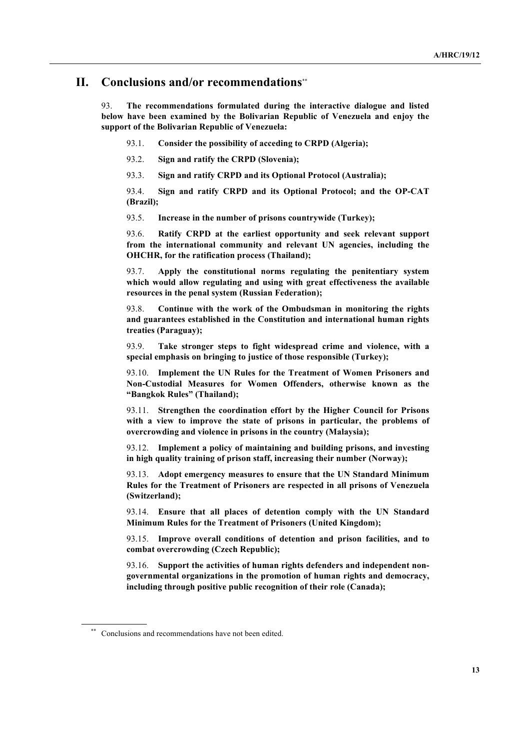# II. Conclusions and/or recommendations**

93. **The recommendations formulated during the interactive dialogue and listed below have been examined by the Bolivarian Republic of Venezuela and enjoy the support of the Bolivarian Republic of Venezuela:**

93.1. **Consider the possibility of acceding to CRPD (Algeria);**

93.2. **Sign and ratify the CRPD (Slovenia);**

93.3. **Sign and ratify CRPD and its Optional Protocol (Australia);**

93.4. **Sign and ratify CRPD and its Optional Protocol; and the OP-CAT (Brazil);**

93.5. **Increase in the number of prisons countrywide (Turkey);**

93.6. **Ratify CRPD at the earliest opportunity and seek relevant support from the international community and relevant UN agencies, including the OHCHR, for the ratification process (Thailand);**

93.7. **Apply the constitutional norms regulating the penitentiary system which would allow regulating and using with great effectiveness the available resources in the penal system (Russian Federation);**

93.8. **Continue with the work of the Ombudsman in monitoring the rights and guarantees established in the Constitution and international human rights treaties (Paraguay);**

93.9. **Take stronger steps to fight widespread crime and violence, with a special emphasis on bringing to justice of those responsible (Turkey);**

93.10. **Implement the UN Rules for the Treatment of Women Prisoners and Non-Custodial Measures for Women Offenders, otherwise known as the "Bangkok Rules" (Thailand);**

93.11. **Strengthen the coordination effort by the Higher Council for Prisons with a view to improve the state of prisons in particular, the problems of overcrowding and violence in prisons in the country (Malaysia);**

93.12. **Implement a policy of maintaining and building prisons, and investing in high quality training of prison staff, increasing their number (Norway);**

93.13. **Adopt emergency measures to ensure that the UN Standard Minimum Rules for the Treatment of Prisoners are respected in all prisons of Venezuela (Switzerland);**

93.14. **Ensure that all places of detention comply with the UN Standard Minimum Rules for the Treatment of Prisoners (United Kingdom);**

93.15. **Improve overall conditions of detention and prison facilities, and to combat overcrowding (Czech Republic);**

93.16. **Support the activities of human rights defenders and independent non-governmental organizations in the promotion of human rights and democracy, including through positive public recognition of their role (Canada);**

---

** Conclusions and recommendations have not been edited.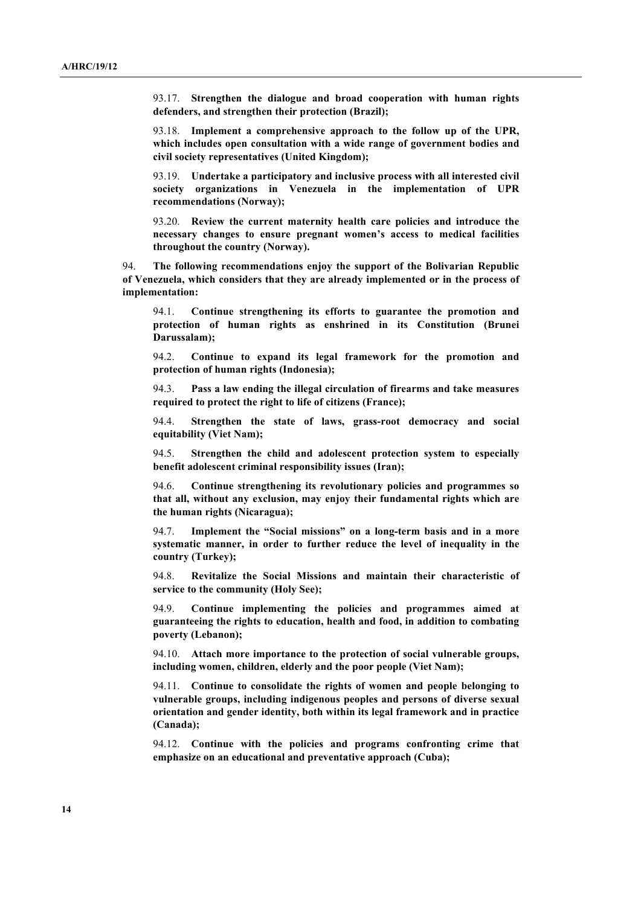93.17. **Strengthen the dialogue and broad cooperation with human rights defenders, and strengthen their protection (Brazil);**

93.18. **Implement a comprehensive approach to the follow up of the UPR, which includes open consultation with a wide range of government bodies and civil society representatives (United Kingdom);**

93.19. **Undertake a participatory and inclusive process with all interested civil society organizations in Venezuela in the implementation of UPR recommendations (Norway);**

93.20. **Review the current maternity health care policies and introduce the necessary changes to ensure pregnant women's access to medical facilities throughout the country (Norway).**

94. **The following recommendations enjoy the support of the Bolivarian Republic of Venezuela, which considers that they are already implemented or in the process of implementation:**

94.1. **Continue strengthening its efforts to guarantee the promotion and protection of human rights as enshrined in its Constitution (Brunei Darussalam);**

94.2. **Continue to expand its legal framework for the promotion and protection of human rights (Indonesia);**

94.3. **Pass a law ending the illegal circulation of firearms and take measures required to protect the right to life of citizens (France);**

94.4. **Strengthen the state of laws, grass-root democracy and social equitability (Viet Nam);**

94.5. **Strengthen the child and adolescent protection system to especially benefit adolescent criminal responsibility issues (Iran);**

94.6. **Continue strengthening its revolutionary policies and programmes so that all, without any exclusion, may enjoy their fundamental rights which are the human rights (Nicaragua);**

94.7. **Implement the "Social missions" on a long-term basis and in a more systematic manner, in order to further reduce the level of inequality in the country (Turkey);**

94.8. **Revitalize the Social Missions and maintain their characteristic of service to the community (Holy See);**

94.9. **Continue implementing the policies and programmes aimed at guaranteeing the rights to education, health and food, in addition to combating poverty (Lebanon);**

94.10. **Attach more importance to the protection of social vulnerable groups, including women, children, elderly and the poor people (Viet Nam);**

94.11. **Continue to consolidate the rights of women and people belonging to vulnerable groups, including indigenous peoples and persons of diverse sexual orientation and gender identity, both within its legal framework and in practice (Canada);**

94.12. **Continue with the policies and programs confronting crime that emphasize on an educational and preventative approach (Cuba);**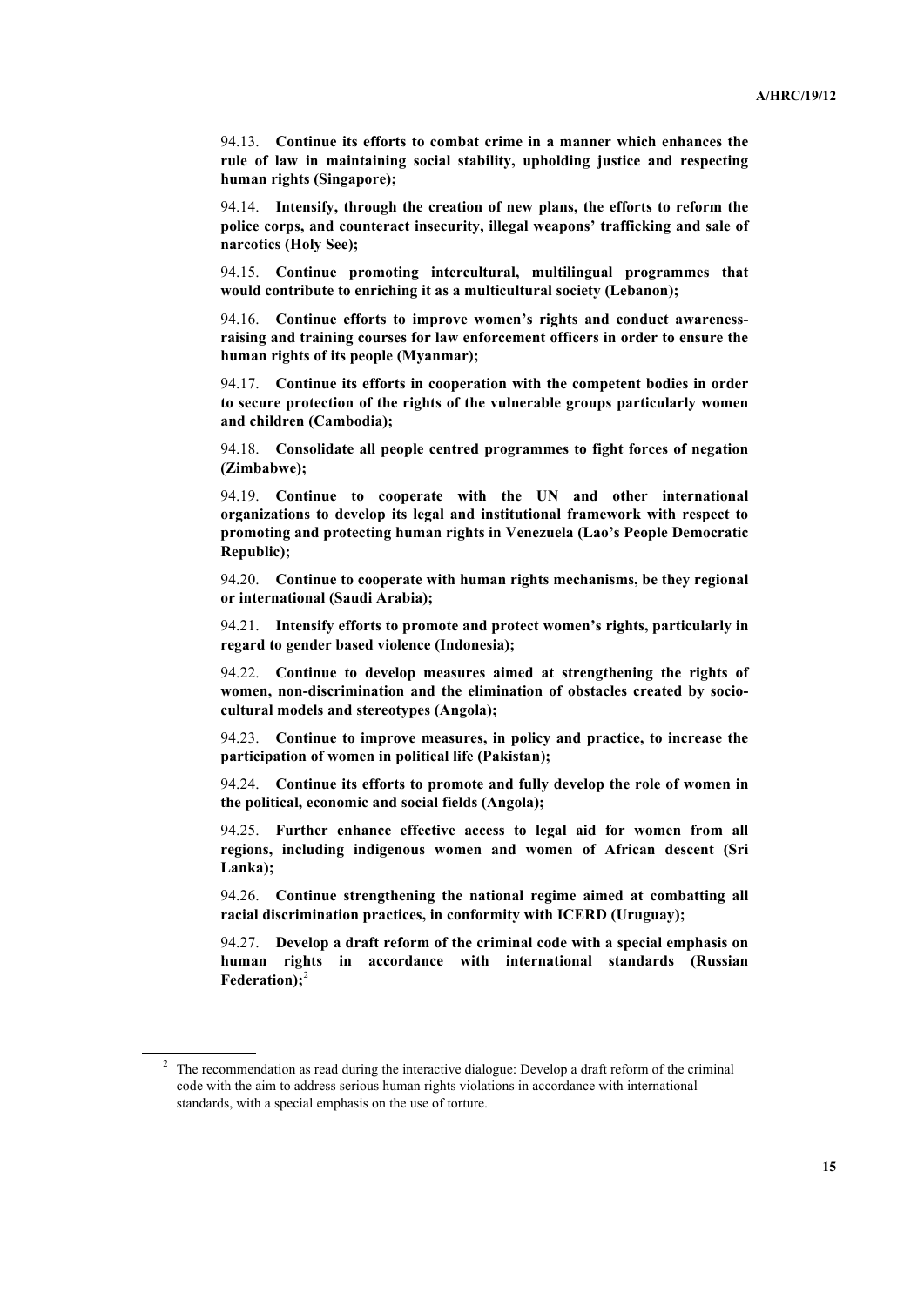94.13. **Continue its efforts to combat crime in a manner which enhances the rule of law in maintaining social stability, upholding justice and respecting human rights (Singapore);**

94.14. **Intensify, through the creation of new plans, the efforts to reform the police corps, and counteract insecurity, illegal weapons' trafficking and sale of narcotics (Holy See);**

94.15. **Continue promoting intercultural, multilingual programmes that would contribute to enriching it as a multicultural society (Lebanon);**

94.16. **Continue efforts to improve women's rights and conduct awareness-raising and training courses for law enforcement officers in order to ensure the human rights of its people (Myanmar);**

94.17. **Continue its efforts in cooperation with the competent bodies in order to secure protection of the rights of the vulnerable groups particularly women and children (Cambodia);**

94.18. **Consolidate all people centred programmes to fight forces of negation (Zimbabwe);**

94.19. **Continue to cooperate with the UN and other international organizations to develop its legal and institutional framework with respect to promoting and protecting human rights in Venezuela (Lao's People Democratic Republic);**

94.20. **Continue to cooperate with human rights mechanisms, be they regional or international (Saudi Arabia);**

94.21. **Intensify efforts to promote and protect women's rights, particularly in regard to gender based violence (Indonesia);**

94.22. **Continue to develop measures aimed at strengthening the rights of women, non-discrimination and the elimination of obstacles created by socio-cultural models and stereotypes (Angola);**

94.23. **Continue to improve measures, in policy and practice, to increase the participation of women in political life (Pakistan);**

94.24. **Continue its efforts to promote and fully develop the role of women in the political, economic and social fields (Angola);**

94.25. **Further enhance effective access to legal aid for women from all regions, including indigenous women and women of African descent (Sri Lanka);**

94.26. **Continue strengthening the national regime aimed at combatting all racial discrimination practices, in conformity with ICERD (Uruguay);**

94.27. **Develop a draft reform of the criminal code with a special emphasis on human rights in accordance with international standards (Russian Federation);**[2]

[2] The recommendation as read during the interactive dialogue: Develop a draft reform of the criminal code with the aim to address serious human rights violations in accordance with international standards, with a special emphasis on the use of torture.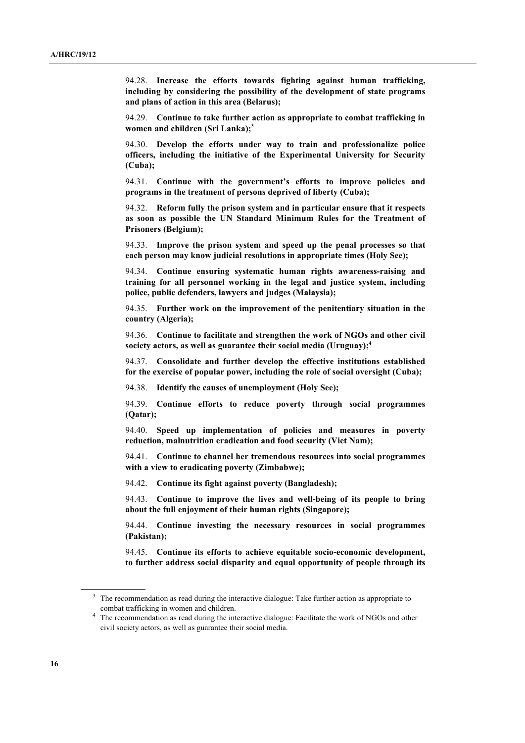94.28. **Increase the efforts towards fighting against human trafficking, including by considering the possibility of the development of state programs and plans of action in this area (Belarus);**

94.29. **Continue to take further action as appropriate to combat trafficking in women and children (Sri Lanka);**[3]

94.30. **Develop the efforts under way to train and professionalize police officers, including the initiative of the Experimental University for Security (Cuba);**

94.31. **Continue with the government's efforts to improve policies and programs in the treatment of persons deprived of liberty (Cuba);**

94.32. **Reform fully the prison system and in particular ensure that it respects as soon as possible the UN Standard Minimum Rules for the Treatment of Prisoners (Belgium);**

94.33. **Improve the prison system and speed up the penal processes so that each person may know judicial resolutions in appropriate times (Holy See);**

94.34. **Continue ensuring systematic human rights awareness-raising and training for all personnel working in the legal and justice system, including police, public defenders, lawyers and judges (Malaysia);**

94.35. **Further work on the improvement of the penitentiary situation in the country (Algeria);**

94.36. **Continue to facilitate and strengthen the work of NGOs and other civil society actors, as well as guarantee their social media (Uruguay);**[4]

94.37. **Consolidate and further develop the effective institutions established for the exercise of popular power, including the role of social oversight (Cuba);**

94.38. **Identify the causes of unemployment (Holy See);**

94.39. **Continue efforts to reduce poverty through social programmes (Qatar);**

94.40. **Speed up implementation of policies and measures in poverty reduction, malnutrition eradication and food security (Viet Nam);**

94.41. **Continue to channel her tremendous resources into social programmes with a view to eradicating poverty (Zimbabwe);**

94.42. **Continue its fight against poverty (Bangladesh);**

94.43. **Continue to improve the lives and well-being of its people to bring about the full enjoyment of their human rights (Singapore);**

94.44. **Continue investing the necessary resources in social programmes (Pakistan);**

94.45. **Continue its efforts to achieve equitable socio-economic development, to further address social disparity and equal opportunity of people through its**

---

[3] The recommendation as read during the interactive dialogue: Take further action as appropriate to combat trafficking in women and children.

[4] The recommendation as read during the interactive dialogue: Facilitate the work of NGOs and other civil society actors, as well as guarantee their social media.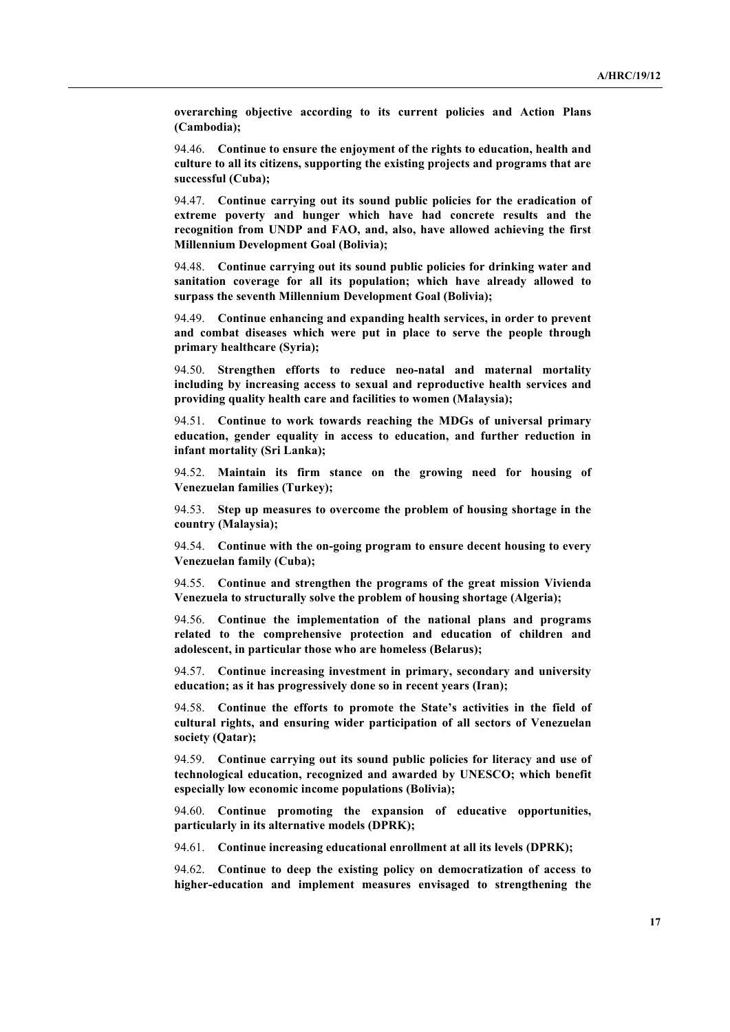**overarching objective according to its current policies and Action Plans (Cambodia);**

94.46. **Continue to ensure the enjoyment of the rights to education, health and culture to all its citizens, supporting the existing projects and programs that are successful (Cuba);**

94.47. **Continue carrying out its sound public policies for the eradication of extreme poverty and hunger which have had concrete results and the recognition from UNDP and FAO, and, also, have allowed achieving the first Millennium Development Goal (Bolivia);**

94.48. **Continue carrying out its sound public policies for drinking water and sanitation coverage for all its population; which have already allowed to surpass the seventh Millennium Development Goal (Bolivia);**

94.49. **Continue enhancing and expanding health services, in order to prevent and combat diseases which were put in place to serve the people through primary healthcare (Syria);**

94.50. **Strengthen efforts to reduce neo-natal and maternal mortality including by increasing access to sexual and reproductive health services and providing quality health care and facilities to women (Malaysia);**

94.51. **Continue to work towards reaching the MDGs of universal primary education, gender equality in access to education, and further reduction in infant mortality (Sri Lanka);**

94.52. **Maintain its firm stance on the growing need for housing of Venezuelan families (Turkey);**

94.53. **Step up measures to overcome the problem of housing shortage in the country (Malaysia);**

94.54. **Continue with the on-going program to ensure decent housing to every Venezuelan family (Cuba);**

94.55. **Continue and strengthen the programs of the great mission Vivienda Venezuela to structurally solve the problem of housing shortage (Algeria);**

94.56. **Continue the implementation of the national plans and programs related to the comprehensive protection and education of children and adolescent, in particular those who are homeless (Belarus);**

94.57. **Continue increasing investment in primary, secondary and university education; as it has progressively done so in recent years (Iran);**

94.58. **Continue the efforts to promote the State's activities in the field of cultural rights, and ensuring wider participation of all sectors of Venezuelan society (Qatar);**

94.59. **Continue carrying out its sound public policies for literacy and use of technological education, recognized and awarded by UNESCO; which benefit especially low economic income populations (Bolivia);**

94.60. **Continue promoting the expansion of educative opportunities, particularly in its alternative models (DPRK);**

94.61. **Continue increasing educational enrollment at all its levels (DPRK);**

94.62. **Continue to deep the existing policy on democratization of access to higher-education and implement measures envisaged to strengthening the**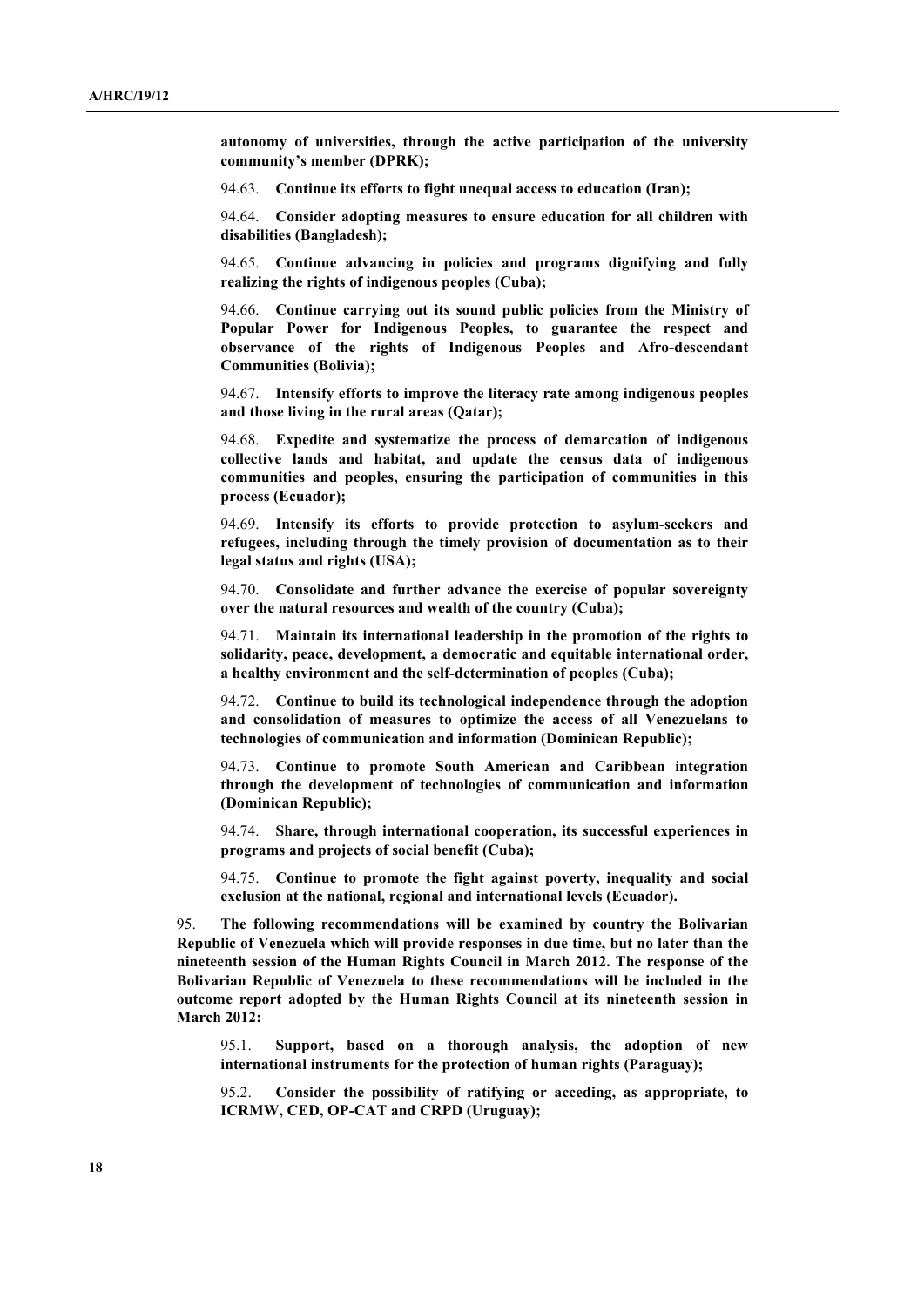**autonomy of universities, through the active participation of the university community's member (DPRK);**

94.63. **Continue its efforts to fight unequal access to education (Iran);**

94.64. **Consider adopting measures to ensure education for all children with disabilities (Bangladesh);**

94.65. **Continue advancing in policies and programs dignifying and fully realizing the rights of indigenous peoples (Cuba);**

94.66. **Continue carrying out its sound public policies from the Ministry of Popular Power for Indigenous Peoples, to guarantee the respect and observance of the rights of Indigenous Peoples and Afro-descendant Communities (Bolivia);**

94.67. **Intensify efforts to improve the literacy rate among indigenous peoples and those living in the rural areas (Qatar);**

94.68. **Expedite and systematize the process of demarcation of indigenous collective lands and habitat, and update the census data of indigenous communities and peoples, ensuring the participation of communities in this process (Ecuador);**

94.69. **Intensify its efforts to provide protection to asylum-seekers and refugees, including through the timely provision of documentation as to their legal status and rights (USA);**

94.70. **Consolidate and further advance the exercise of popular sovereignty over the natural resources and wealth of the country (Cuba);**

94.71. **Maintain its international leadership in the promotion of the rights to solidarity, peace, development, a democratic and equitable international order, a healthy environment and the self-determination of peoples (Cuba);**

94.72. **Continue to build its technological independence through the adoption and consolidation of measures to optimize the access of all Venezuelans to technologies of communication and information (Dominican Republic);**

94.73. **Continue to promote South American and Caribbean integration through the development of technologies of communication and information (Dominican Republic);**

94.74. **Share, through international cooperation, its successful experiences in programs and projects of social benefit (Cuba);**

94.75. **Continue to promote the fight against poverty, inequality and social exclusion at the national, regional and international levels (Ecuador).**

95. **The following recommendations will be examined by country the Bolivarian Republic of Venezuela which will provide responses in due time, but no later than the nineteenth session of the Human Rights Council in March 2012. The response of the Bolivarian Republic of Venezuela to these recommendations will be included in the outcome report adopted by the Human Rights Council at its nineteenth session in March 2012:**

95.1. **Support, based on a thorough analysis, the adoption of new international instruments for the protection of human rights (Paraguay);**

95.2. **Consider the possibility of ratifying or acceding, as appropriate, to ICRMW, CED, OP-CAT and CRPD (Uruguay);**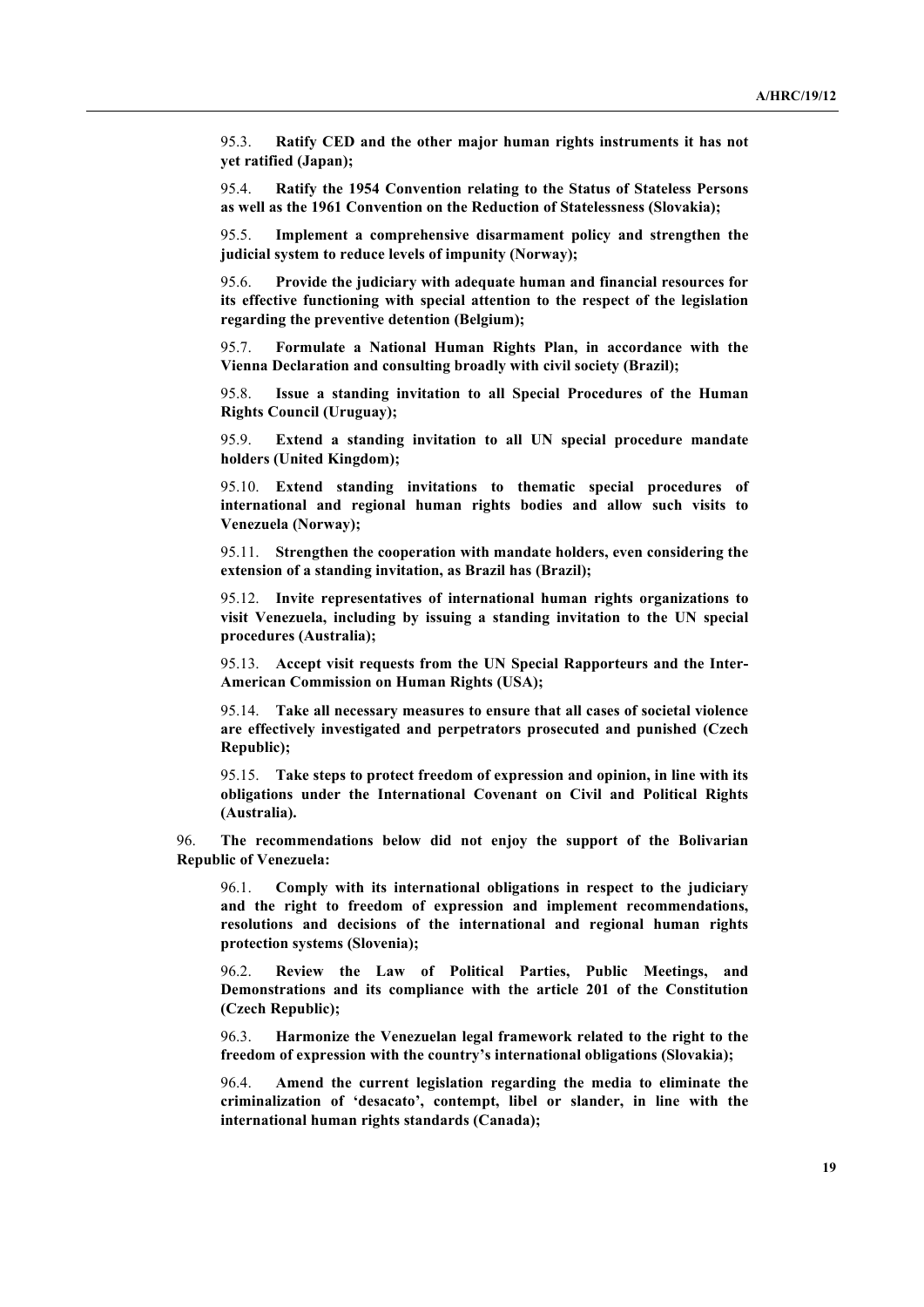95.3. **Ratify CED and the other major human rights instruments it has not yet ratified (Japan);**

95.4. **Ratify the 1954 Convention relating to the Status of Stateless Persons as well as the 1961 Convention on the Reduction of Statelessness (Slovakia);**

95.5. **Implement a comprehensive disarmament policy and strengthen the judicial system to reduce levels of impunity (Norway);**

95.6. **Provide the judiciary with adequate human and financial resources for its effective functioning with special attention to the respect of the legislation regarding the preventive detention (Belgium);**

95.7. **Formulate a National Human Rights Plan, in accordance with the Vienna Declaration and consulting broadly with civil society (Brazil);**

95.8. **Issue a standing invitation to all Special Procedures of the Human Rights Council (Uruguay);**

95.9. **Extend a standing invitation to all UN special procedure mandate holders (United Kingdom);**

95.10. **Extend standing invitations to thematic special procedures of international and regional human rights bodies and allow such visits to Venezuela (Norway);**

95.11. **Strengthen the cooperation with mandate holders, even considering the extension of a standing invitation, as Brazil has (Brazil);**

95.12. **Invite representatives of international human rights organizations to visit Venezuela, including by issuing a standing invitation to the UN special procedures (Australia);**

95.13. **Accept visit requests from the UN Special Rapporteurs and the Inter-American Commission on Human Rights (USA);**

95.14. **Take all necessary measures to ensure that all cases of societal violence are effectively investigated and perpetrators prosecuted and punished (Czech Republic);**

95.15. **Take steps to protect freedom of expression and opinion, in line with its obligations under the International Covenant on Civil and Political Rights (Australia).**

96. **The recommendations below did not enjoy the support of the Bolivarian Republic of Venezuela:**

96.1. **Comply with its international obligations in respect to the judiciary and the right to freedom of expression and implement recommendations, resolutions and decisions of the international and regional human rights protection systems (Slovenia);**

96.2. **Review the Law of Political Parties, Public Meetings, and Demonstrations and its compliance with the article 201 of the Constitution (Czech Republic);**

96.3. **Harmonize the Venezuelan legal framework related to the right to the freedom of expression with the country's international obligations (Slovakia);**

96.4. **Amend the current legislation regarding the media to eliminate the criminalization of 'desacato', contempt, libel or slander, in line with the international human rights standards (Canada);**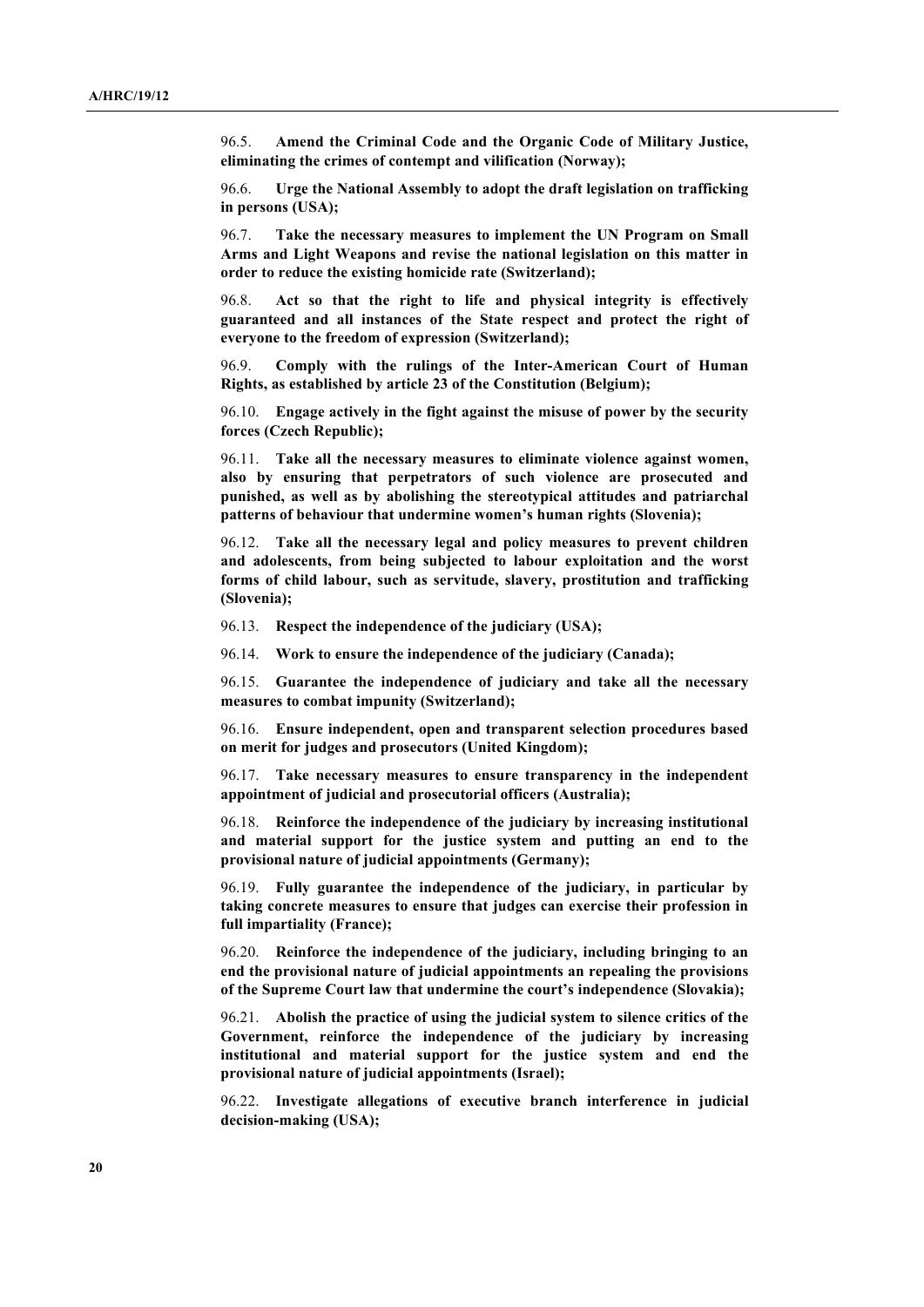96.5. **Amend the Criminal Code and the Organic Code of Military Justice, eliminating the crimes of contempt and vilification (Norway);**

96.6. **Urge the National Assembly to adopt the draft legislation on trafficking in persons (USA);**

96.7. **Take the necessary measures to implement the UN Program on Small Arms and Light Weapons and revise the national legislation on this matter in order to reduce the existing homicide rate (Switzerland);**

96.8. **Act so that the right to life and physical integrity is effectively guaranteed and all instances of the State respect and protect the right of everyone to the freedom of expression (Switzerland);**

96.9. **Comply with the rulings of the Inter-American Court of Human Rights, as established by article 23 of the Constitution (Belgium);**

96.10. **Engage actively in the fight against the misuse of power by the security forces (Czech Republic);**

96.11. **Take all the necessary measures to eliminate violence against women, also by ensuring that perpetrators of such violence are prosecuted and punished, as well as by abolishing the stereotypical attitudes and patriarchal patterns of behaviour that undermine women's human rights (Slovenia);**

96.12. **Take all the necessary legal and policy measures to prevent children and adolescents, from being subjected to labour exploitation and the worst forms of child labour, such as servitude, slavery, prostitution and trafficking (Slovenia);**

96.13. **Respect the independence of the judiciary (USA);**

96.14. **Work to ensure the independence of the judiciary (Canada);**

96.15. **Guarantee the independence of judiciary and take all the necessary measures to combat impunity (Switzerland);**

96.16. **Ensure independent, open and transparent selection procedures based on merit for judges and prosecutors (United Kingdom);**

96.17. **Take necessary measures to ensure transparency in the independent appointment of judicial and prosecutorial officers (Australia);**

96.18. **Reinforce the independence of the judiciary by increasing institutional and material support for the justice system and putting an end to the provisional nature of judicial appointments (Germany);**

96.19. **Fully guarantee the independence of the judiciary, in particular by taking concrete measures to ensure that judges can exercise their profession in full impartiality (France);**

96.20. **Reinforce the independence of the judiciary, including bringing to an end the provisional nature of judicial appointments an repealing the provisions of the Supreme Court law that undermine the court's independence (Slovakia);**

96.21. **Abolish the practice of using the judicial system to silence critics of the Government, reinforce the independence of the judiciary by increasing institutional and material support for the justice system and end the provisional nature of judicial appointments (Israel);**

96.22. **Investigate allegations of executive branch interference in judicial decision-making (USA);**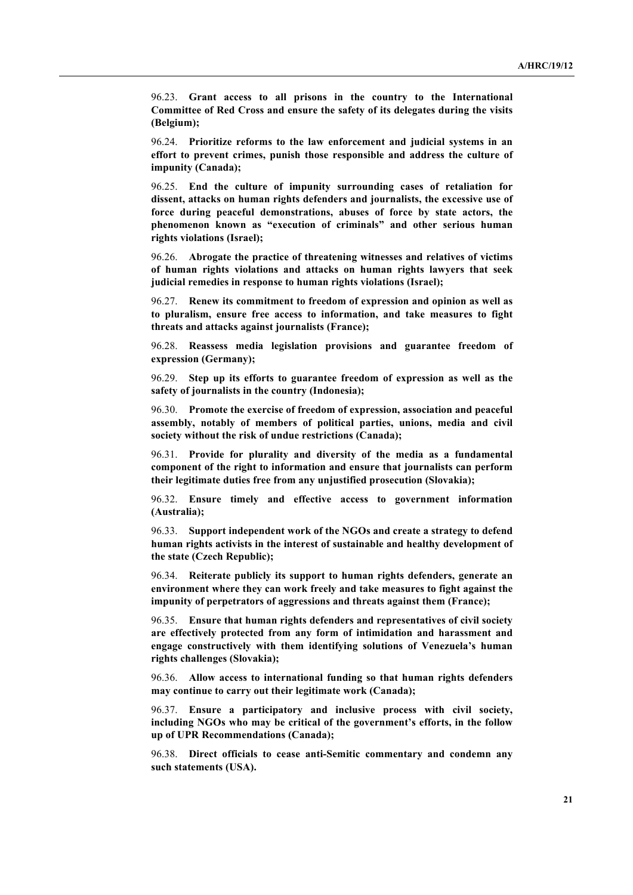96.23. **Grant access to all prisons in the country to the International Committee of Red Cross and ensure the safety of its delegates during the visits (Belgium);**

96.24. **Prioritize reforms to the law enforcement and judicial systems in an effort to prevent crimes, punish those responsible and address the culture of impunity (Canada);**

96.25. **End the culture of impunity surrounding cases of retaliation for dissent, attacks on human rights defenders and journalists, the excessive use of force during peaceful demonstrations, abuses of force by state actors, the phenomenon known as "execution of criminals" and other serious human rights violations (Israel);**

96.26. **Abrogate the practice of threatening witnesses and relatives of victims of human rights violations and attacks on human rights lawyers that seek judicial remedies in response to human rights violations (Israel);**

96.27. **Renew its commitment to freedom of expression and opinion as well as to pluralism, ensure free access to information, and take measures to fight threats and attacks against journalists (France);**

96.28. **Reassess media legislation provisions and guarantee freedom of expression (Germany);**

96.29. **Step up its efforts to guarantee freedom of expression as well as the safety of journalists in the country (Indonesia);**

96.30. **Promote the exercise of freedom of expression, association and peaceful assembly, notably of members of political parties, unions, media and civil society without the risk of undue restrictions (Canada);**

96.31. **Provide for plurality and diversity of the media as a fundamental component of the right to information and ensure that journalists can perform their legitimate duties free from any unjustified prosecution (Slovakia);**

96.32. **Ensure timely and effective access to government information (Australia);**

96.33. **Support independent work of the NGOs and create a strategy to defend human rights activists in the interest of sustainable and healthy development of the state (Czech Republic);**

96.34. **Reiterate publicly its support to human rights defenders, generate an environment where they can work freely and take measures to fight against the impunity of perpetrators of aggressions and threats against them (France);**

96.35. **Ensure that human rights defenders and representatives of civil society are effectively protected from any form of intimidation and harassment and engage constructively with them identifying solutions of Venezuela's human rights challenges (Slovakia);**

96.36. **Allow access to international funding so that human rights defenders may continue to carry out their legitimate work (Canada);**

96.37. **Ensure a participatory and inclusive process with civil society, including NGOs who may be critical of the government's efforts, in the follow up of UPR Recommendations (Canada);**

96.38. **Direct officials to cease anti-Semitic commentary and condemn any such statements (USA).**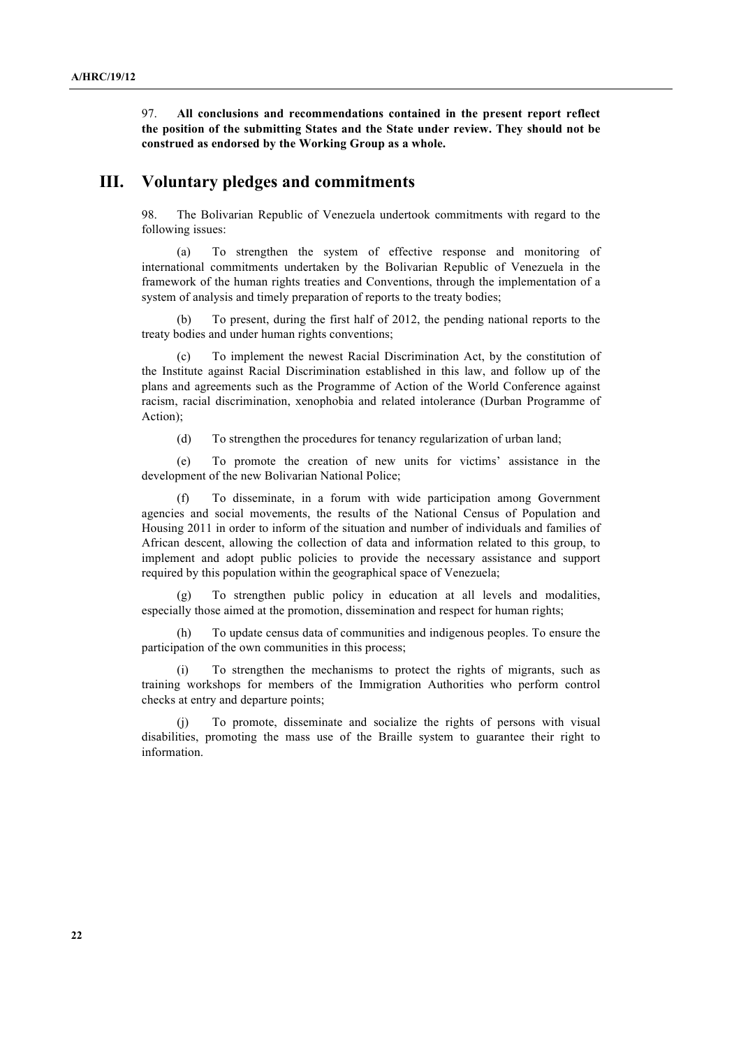97. **All conclusions and recommendations contained in the present report reflect the position of the submitting States and the State under review. They should not be construed as endorsed by the Working Group as a whole.**

## III. Voluntary pledges and commitments

98. The Bolivarian Republic of Venezuela undertook commitments with regard to the following issues:

(a) To strengthen the system of effective response and monitoring of international commitments undertaken by the Bolivarian Republic of Venezuela in the framework of the human rights treaties and Conventions, through the implementation of a system of analysis and timely preparation of reports to the treaty bodies;

(b) To present, during the first half of 2012, the pending national reports to the treaty bodies and under human rights conventions;

(c) To implement the newest Racial Discrimination Act, by the constitution of the Institute against Racial Discrimination established in this law, and follow up of the plans and agreements such as the Programme of Action of the World Conference against racism, racial discrimination, xenophobia and related intolerance (Durban Programme of Action);

(d) To strengthen the procedures for tenancy regularization of urban land;

(e) To promote the creation of new units for victims' assistance in the development of the new Bolivarian National Police;

(f) To disseminate, in a forum with wide participation among Government agencies and social movements, the results of the National Census of Population and Housing 2011 in order to inform of the situation and number of individuals and families of African descent, allowing the collection of data and information related to this group, to implement and adopt public policies to provide the necessary assistance and support required by this population within the geographical space of Venezuela;

(g) To strengthen public policy in education at all levels and modalities, especially those aimed at the promotion, dissemination and respect for human rights;

(h) To update census data of communities and indigenous peoples. To ensure the participation of the own communities in this process;

(i) To strengthen the mechanisms to protect the rights of migrants, such as training workshops for members of the Immigration Authorities who perform control checks at entry and departure points;

(j) To promote, disseminate and socialize the rights of persons with visual disabilities, promoting the mass use of the Braille system to guarantee their right to information.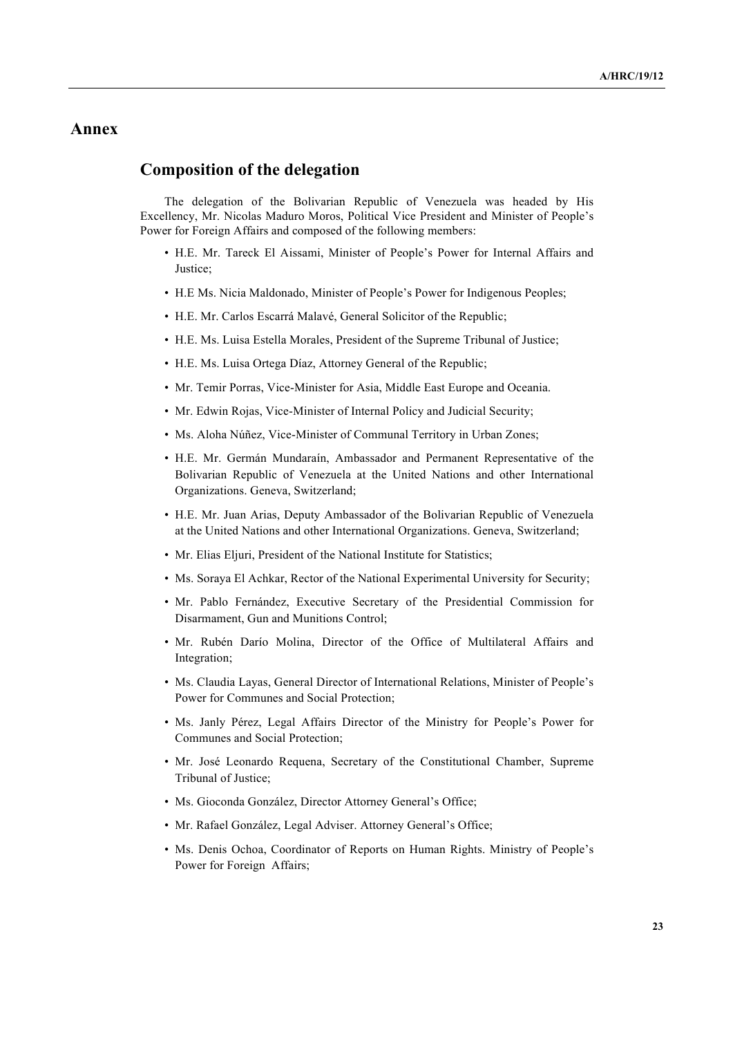# Annex

## Composition of the delegation

The delegation of the Bolivarian Republic of Venezuela was headed by His Excellency, Mr. Nicolas Maduro Moros, Political Vice President and Minister of People's Power for Foreign Affairs and composed of the following members:

- H.E. Mr. Tareck El Aissami, Minister of People's Power for Internal Affairs and Justice;
- H.E Ms. Nicia Maldonado, Minister of People's Power for Indigenous Peoples;
- H.E. Mr. Carlos Escarrá Malavé, General Solicitor of the Republic;
- H.E. Ms. Luisa Estella Morales, President of the Supreme Tribunal of Justice;
- H.E. Ms. Luisa Ortega Díaz, Attorney General of the Republic;
- Mr. Temir Porras, Vice-Minister for Asia, Middle East Europe and Oceania.
- Mr. Edwin Rojas, Vice-Minister of Internal Policy and Judicial Security;
- Ms. Aloha Núñez, Vice-Minister of Communal Territory in Urban Zones;
- H.E. Mr. Germán Mundaraín, Ambassador and Permanent Representative of the Bolivarian Republic of Venezuela at the United Nations and other International Organizations. Geneva, Switzerland;
- H.E. Mr. Juan Arias, Deputy Ambassador of the Bolivarian Republic of Venezuela at the United Nations and other International Organizations. Geneva, Switzerland;
- Mr. Elias Eljuri, President of the National Institute for Statistics;
- Ms. Soraya El Achkar, Rector of the National Experimental University for Security;
- Mr. Pablo Fernández, Executive Secretary of the Presidential Commission for Disarmament, Gun and Munitions Control;
- Mr. Rubén Darío Molina, Director of the Office of Multilateral Affairs and Integration;
- Ms. Claudia Layas, General Director of International Relations, Minister of People's Power for Communes and Social Protection;
- Ms. Janly Pérez, Legal Affairs Director of the Ministry for People's Power for Communes and Social Protection;
- Mr. José Leonardo Requena, Secretary of the Constitutional Chamber, Supreme Tribunal of Justice;
- Ms. Gioconda González, Director Attorney General's Office;
- Mr. Rafael González, Legal Adviser. Attorney General's Office;
- Ms. Denis Ochoa, Coordinator of Reports on Human Rights. Ministry of People's Power for Foreign Affairs;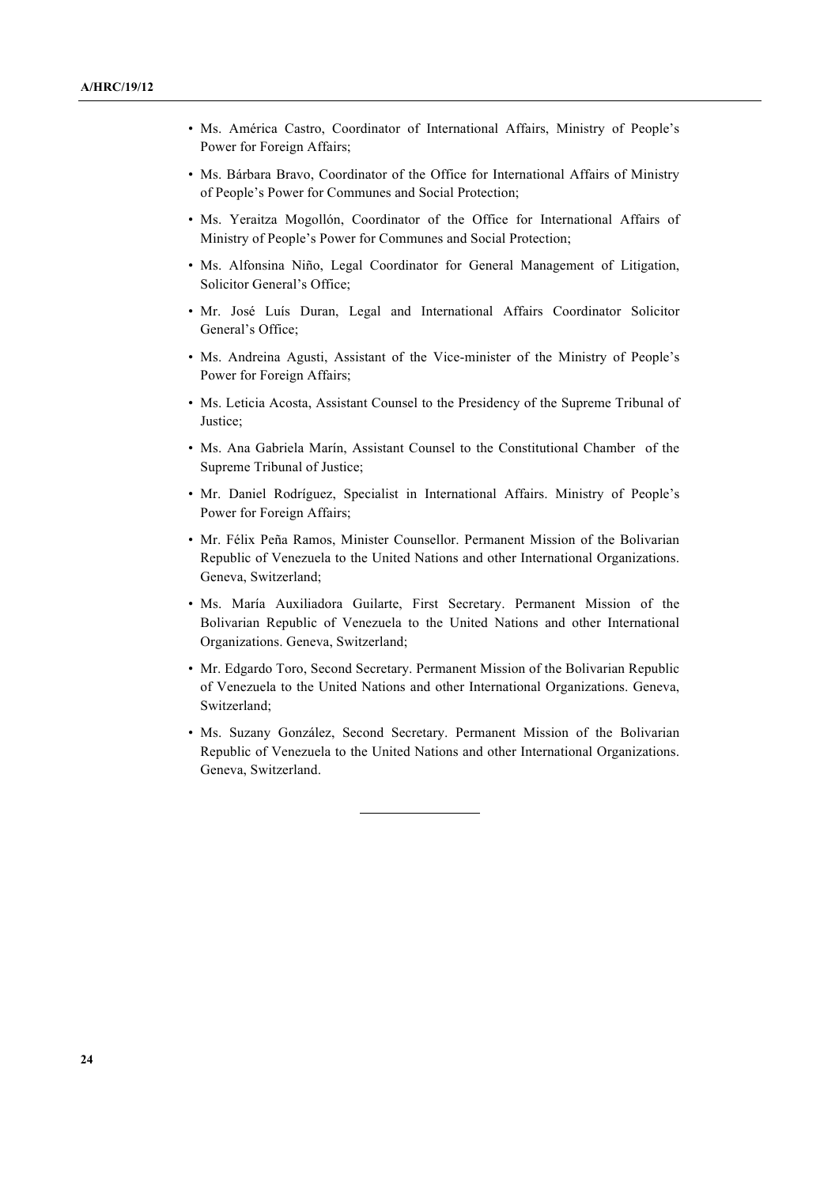- Ms. América Castro, Coordinator of International Affairs, Ministry of People's Power for Foreign Affairs;
- Ms. Bárbara Bravo, Coordinator of the Office for International Affairs of Ministry of People's Power for Communes and Social Protection;
- Ms. Yeraitza Mogollón, Coordinator of the Office for International Affairs of Ministry of People's Power for Communes and Social Protection;
- Ms. Alfonsina Niño, Legal Coordinator for General Management of Litigation, Solicitor General's Office;
- Mr. José Luís Duran, Legal and International Affairs Coordinator Solicitor General's Office;
- Ms. Andreina Agusti, Assistant of the Vice-minister of the Ministry of People's Power for Foreign Affairs;
- Ms. Leticia Acosta, Assistant Counsel to the Presidency of the Supreme Tribunal of Justice;
- Ms. Ana Gabriela Marín, Assistant Counsel to the Constitutional Chamber of the Supreme Tribunal of Justice;
- Mr. Daniel Rodríguez, Specialist in International Affairs. Ministry of People's Power for Foreign Affairs;
- Mr. Félix Peña Ramos, Minister Counsellor. Permanent Mission of the Bolivarian Republic of Venezuela to the United Nations and other International Organizations. Geneva, Switzerland;
- Ms. María Auxiliadora Guilarte, First Secretary. Permanent Mission of the Bolivarian Republic of Venezuela to the United Nations and other International Organizations. Geneva, Switzerland;
- Mr. Edgardo Toro, Second Secretary. Permanent Mission of the Bolivarian Republic of Venezuela to the United Nations and other International Organizations. Geneva, Switzerland;
- Ms. Suzany González, Second Secretary. Permanent Mission of the Bolivarian Republic of Venezuela to the United Nations and other International Organizations. Geneva, Switzerland.